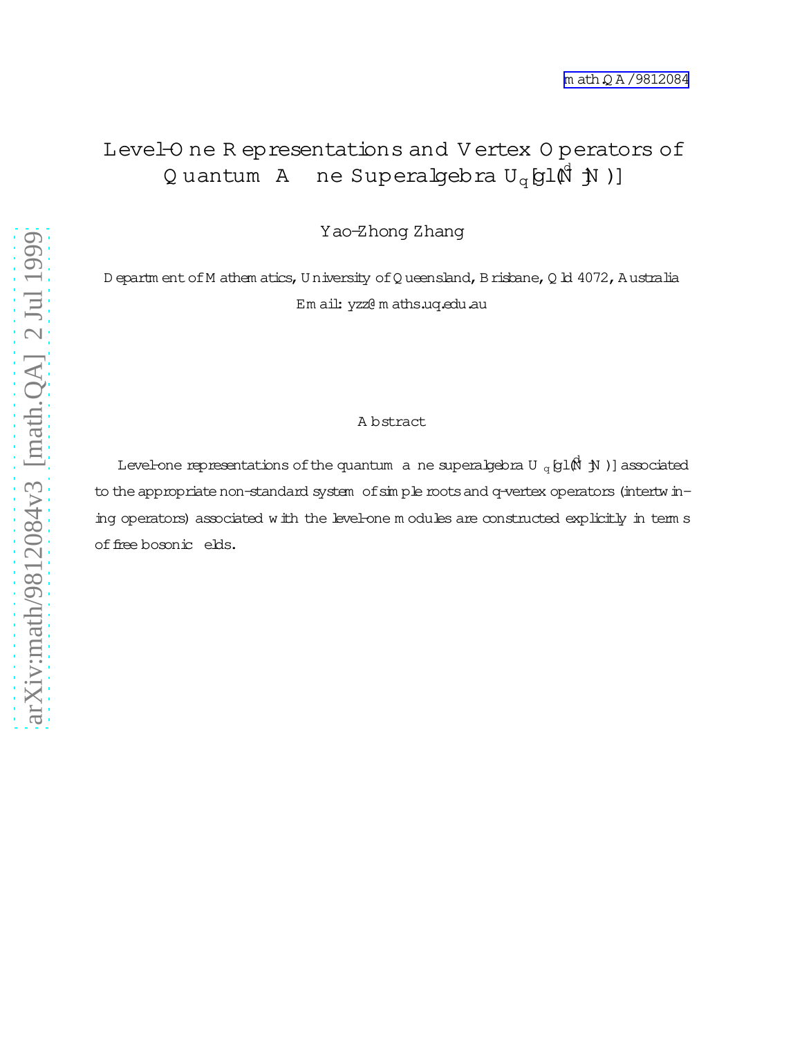math.QA/9812084

# Level-One Representations and Vertex Operators of Quantum Affine Superalgebra $U_q[\widehat{gl}(N|N)]$

Yao-Zhong Zhang

Department of Mathematics, University of Queensland, Brisbane, Qld 4072, Australia

Email: yzz@maths.uq.edu.au

## Abstract

Level-one representations of the quantum affine superalgebra $U_q[\widehat{gl}(N|N)]$ associated to the appropriate non-standard system of simple roots and q-vertex operators (intertwining operators) associated with the level-one modules are constructed explicitly in terms of free bosonic fields.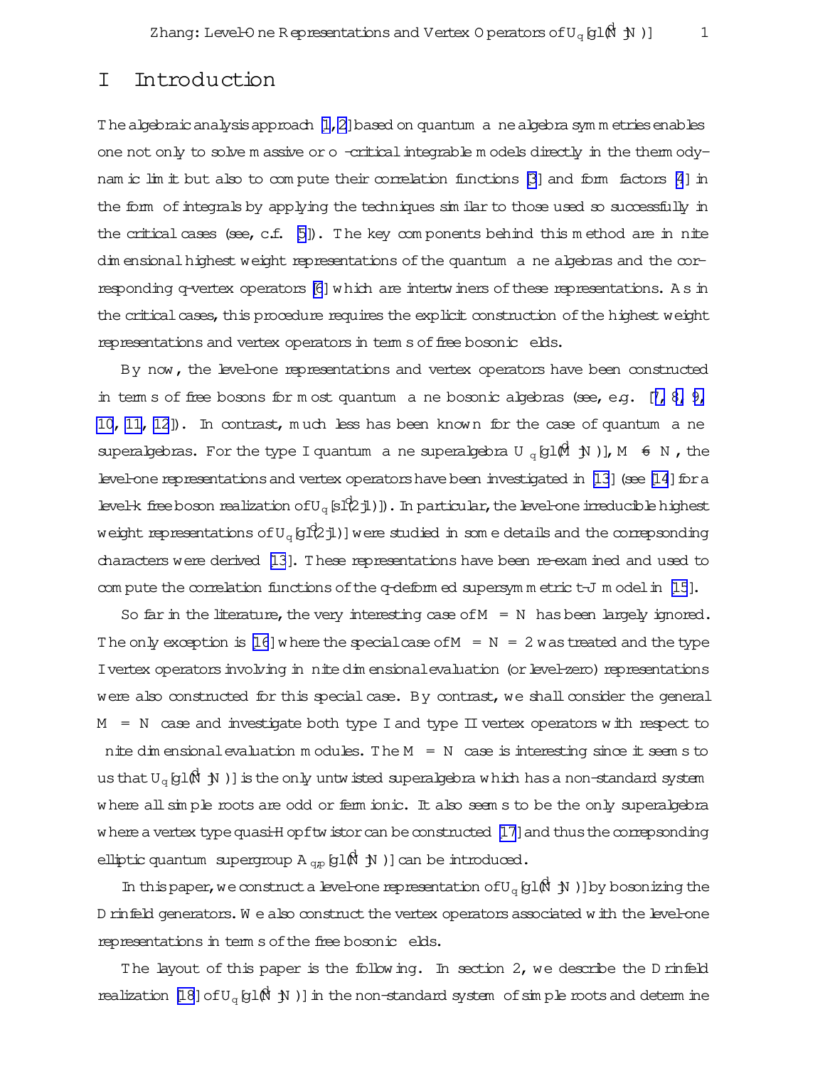# I Introduction

The algebraic analysis approach [1, 2] based on quantum affine algebra symmetries enables one not only to solve massive or off-critical integrable models directly in the thermodynamic limit but also to compute their correlation functions [3] and form factors [4] in the form of integrals by applying the techniques similar to those used so successfully in the critical cases (see, c.f. [5]). The key components behind this method are infinite dimensional highest weight representations of the quantum affine algebras and the corresponding q-vertex operators [6] which are intertwiners of these representations. As in the critical cases, this procedure requires the explicit construction of the highest weight representations and vertex operators in terms of free bosonic fields.

By now, the level-one representations and vertex operators have been constructed in terms of free bosons for most quantum affine bosonic algebras (see, e.g. [7, 8, 9, 10, 11, 12]). In contrast, much less has been known for the case of quantum affine superalgebras. For the type I quantum affine superalgebra $U_q[\widehat{gl}(M|N)]$, $M \neq N$, the level-one representations and vertex operators have been investigated in [13] (see [14] for a level-k free boson realization of $U_q[\widehat{sl}(2|1)]$). In particular, the level-one irreducible highest weight representations of $U_q[\widehat{gl}(2|1)]$ were studied in some details and the correpsonding characters were derived [13]. These representations have been re-examined and used to compute the correlation functions of the q-deformed supersymmetric t-J model in [15].

So far in the literature, the very interesting case of $M = N$ has been largely ignored. The only exception is [16] where the special case of $M = N = 2$ was treated and the type I vertex operators involving finite dimensional evaluation (or level-zero) representations were also constructed for this special case. By contrast, we shall consider the general $M = N$ case and investigate both type I and type II vertex operators with respect to finite dimensional evaluation modules. The $M = N$ case is interesting since it seems to us that $U_q[\widehat{gl}(N|N)]$ is the only untwisted superalgebra which has a non-standard system where all simple roots are odd or fermionic. It also seems to be the only superalgebra where a vertex type quasi-Hopf twistor can be constructed [17] and thus the correpsonding elliptic quantum supergroup $A_{q,p}[\widehat{gl}(N|N)]$ can be introduced.

In this paper, we construct a level-one representation of $U_q[\widehat{gl}(N|N)]$ by bosonizing the Drinfeld generators. We also construct the vertex operators associated with the level-one representations in terms of the free bosonic fields.

The layout of this paper is the following. In section 2, we describe the Drinfeld realization [18] of $U_q[\widehat{gl}(N|N)]$ in the non-standard system of simple roots and determine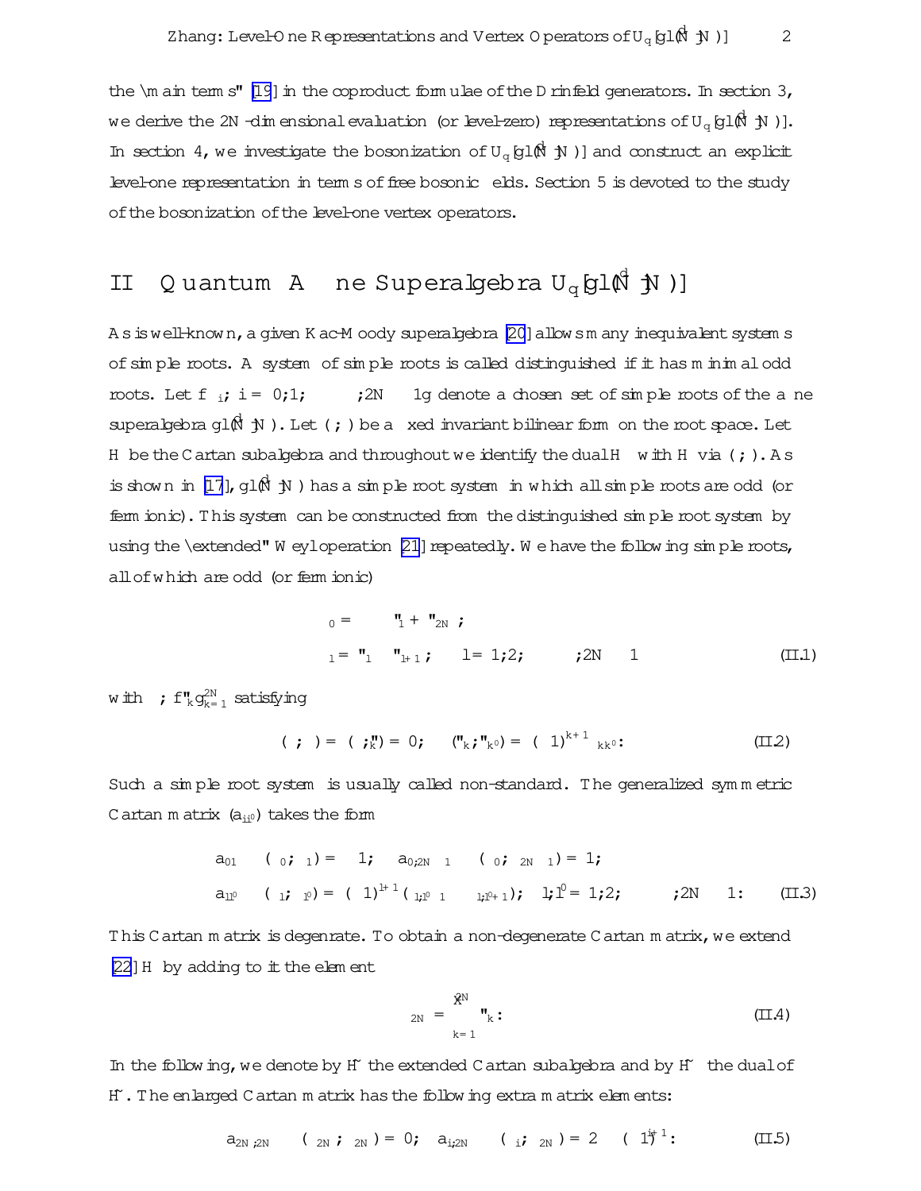the "main terms" [19] in the coproduct formulae of the Drinfeld generators. In section 3, we derive the $2N$-dimensional evaluation (or level-zero) representations of $U_q[gl(\hat{N|N})]$. In section 4, we investigate the bosonization of $U_q[gl(\hat{N|N})]$ and construct an explicit level-one representation in terms of free bosonic fields. Section 5 is devoted to the study of the bosonization of the level-one vertex operators.

## II Quantum Affine Superalgebra $U_q[gl(\hat{N|N})]$

As is well-known, a given Kac-Moody superalgebra [20] allows many inequivalent systems of simple roots. A system of simple roots is called distinguished if it has minimal odd roots. Let $\{\alpha_i, i = 0, 1, \cdots, 2N-1\}$ denote a chosen set of simple roots of the affine superalgebra $gl(\hat{N|N})$. Let $(\ ,\ )$ be a fixed invariant bilinear form on the root space. Let $H$ be the Cartan subalgebra and throughout we identify the dual $H^*$ with $H$ via $(\ ,\ )$. As is shown in [17], $gl(\hat{N|N})$ has a simple root system in which all simple roots are odd (or fermionic). This system can be constructed from the distinguished simple root system by using the "extended" Weyl operation [21] repeatedly. We have the following simple roots, all of which are odd (or fermionic)

$$
\begin{aligned}
\alpha_0 &= \delta - \varepsilon_1 + \varepsilon_{2N}, \\
\alpha_l &= \varepsilon_l - \varepsilon_{l+1}, \quad l = 1, 2, \cdots, 2N-1
\end{aligned}
\tag{II.1}
$$

with $\delta, \{\varepsilon_k\}_{k=1}^{2N}$ satisfying

$$
(\delta, \delta) = (\delta, \varepsilon_k) = 0, \quad (\varepsilon_k, \varepsilon_{k'}) = (-1)^{k+1}\delta_{kk'}. \tag{II.2}
$$

Such a simple root system is usually called non-standard. The generalized symmetric Cartan matrix $(a_{ij})$ takes the form

$$
\begin{aligned}
a_{01} &\equiv (\alpha_0, \alpha_1) = -1, \quad a_{0,2N-1} \equiv (\alpha_0, \alpha_{2N-1}) = 1, \\
a_{ll'} &\equiv (\alpha_l, \alpha_{l'}) = (-1)^{l+1}(\delta_{l,l'-1} - \delta_{l,l'+1}), \quad l, l' = 1, 2, \cdots, 2N-1.
\end{aligned}
\tag{II.3}
$$

This Cartan matrix is degenrate. To obtain a non-degenerate Cartan matrix, we extend [22] $H$ by adding to it the element

$$
\alpha_{2N} = \sum_{k=1}^{2N} \varepsilon_k. \tag{II.4}
$$

In the following, we denote by $\tilde{H}$ the extended Cartan subalgebra and by $\tilde{H}^*$ the dual of $\tilde{H}$. The enlarged Cartan matrix has the following extra matrix elements:

$$
a_{2N,2N} \equiv (\alpha_{2N}, \alpha_{2N}) = 0, \quad a_{i,2N} \equiv (\alpha_i, \alpha_{2N}) = 2(-1)^{i+1}. \tag{II.5}
$$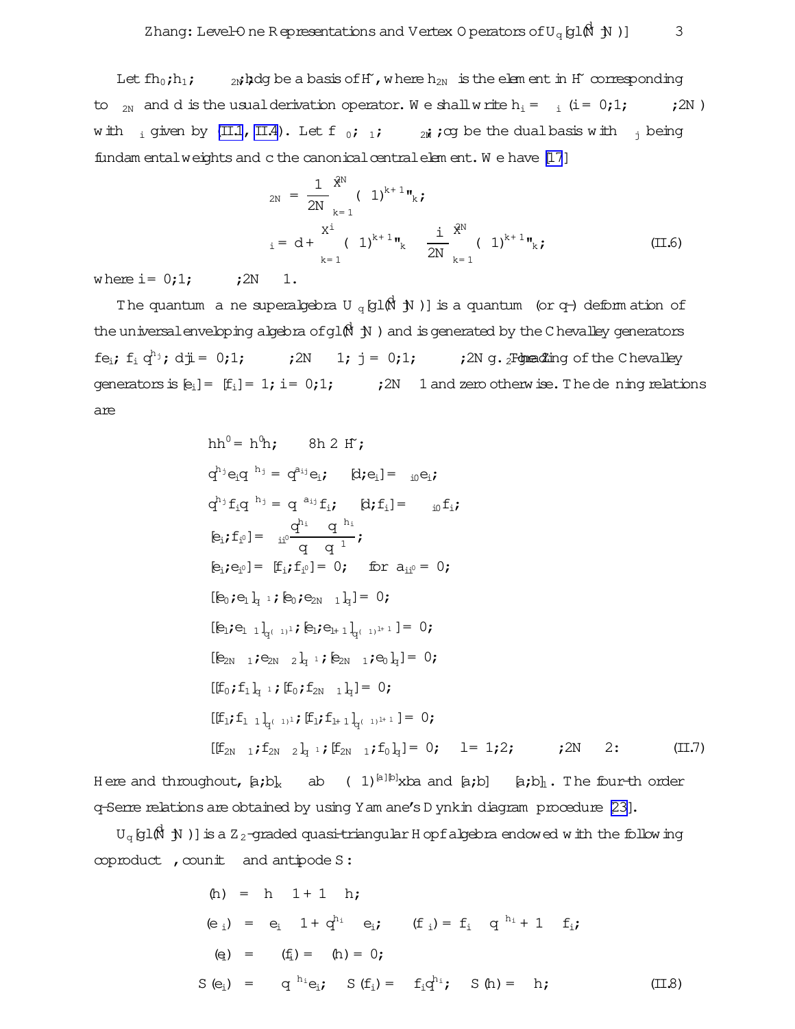Let $\{h_0, h_1, \cdots, h_{2N}, d\}$ be a basis of $\mathcal{H}$, where $h_{2N}$ is the element in $\mathcal{H}$ corresponding to $\epsilon_{2N}$ and $d$ is the usual derivation operator. We shall write $h_i = \alpha_i$ $(i = 0, 1, \cdots, 2N)$ with $\alpha_i$ given by (II.1, II.4). Let $\{\Lambda_0, \Lambda_1, \cdots, \Lambda_{2N}, \delta, c\}$ be the dual basis with $\Lambda_j$ being fundamental weights and $c$ the canonical central element. We have [17]

$$
\begin{aligned}
\Lambda_{2N} &= \frac{1}{2N}\sum_{k=1}^{2N}(-1)^{k+1}\varepsilon_k,\\
\Lambda_i &= d + \sum_{k=1}^{i}(-1)^{k+1}\varepsilon_k - \frac{i}{2N}\sum_{k=1}^{2N}(-1)^{k+1}\varepsilon_k,
\end{aligned}
\tag{II.6}
$$

where $i = 0, 1, \cdots, 2N-1$.

The quantum affine superalgebra $U_q[gl(\hat{N}|N)]$ is a quantum (or $q$-) deformation of the universal enveloping algebra of $gl(\hat{N}|N)$ and is generated by the Chevalley generators $\{e_i, f_i, q^{h_j}, d | i = 0, 1, \cdots, 2N-1, j = 0, 1, \cdots, 2N\}$. The $Z_2$-grading of the Chevalley generators is $[e_i] = [f_i] = 1, i = 0, 1, \cdots, 2N-1$ and zero otherwise. The defining relations are

$$
\begin{aligned}
&hh' = h'h, \quad \forall h \in \mathcal{H},\\
&q^{h_j}e_iq^{-h_j} = q^{a_{ij}}e_i, \quad [d, e_i] = \delta_{i0}e_i,\\
&q^{h_j}f_iq^{-h_j} = q^{-a_{ij}}f_i, \quad [d, f_i] = -\delta_{i0}f_i,\\
&[e_i, f_{i'}] = \delta_{ii'}\frac{q^{h_i} - q^{-h_i}}{q - q^{-1}},\\
&[e_i, e_{i'}] = [f_i, f_{i'}] = 0, \quad \text{for } a_{ii'} = 0,\\
&[[e_0, e_1]_{q^{-1}}, [e_0, e_{2N-1}]_q] = 0,\\
&[[e_l, e_{l-1}]_{q^{(-1)^l}}, [e_l, e_{l+1}]_{q^{(-1)^{l+1}}}] = 0,\\
&[[e_{2N-1}, e_{2N-2}]_{q^{-1}}, [e_{2N-1}, e_0]_q] = 0,\\
&[[f_0, f_1]_{q^{-1}}, [f_0, f_{2N-1}]_q] = 0,\\
&[[f_l, f_{l-1}]_{q^{(-1)^l}}, [f_l, f_{l+1}]_{q^{(-1)^{l+1}}}] = 0,\\
&[[f_{2N-1}, f_{2N-2}]_{q^{-1}}, [f_{2N-1}, f_0]_q] = 0, \quad l = 1, 2, \cdots, 2N-2.
\end{aligned}
\tag{II.7}
$$

Here and throughout, $[a, b]_x \equiv ab - (-1)^{[a][b]}xba$ and $[a, b] \equiv [a, b]_1$. The fourth order $q$-Serre relations are obtained by using Yamane's Dynkin diagram procedure [23].

$U_q[gl(\hat{N}|N)]$ is a $Z_2$-graded quasi-triangular Hopf algebra endowed with the following coproduct $\Delta$, counit $\epsilon$ and antipode $S$:

$$
\begin{aligned}
\Delta(h) &= h \otimes 1 + 1 \otimes h,\\
\Delta(e_i) &= e_i \otimes 1 + q^{h_i} \otimes e_i, \quad \Delta(f_i) = f_i \otimes q^{-h_i} + 1 \otimes f_i,\\
\epsilon(e_i) &= \epsilon(f_i) = \epsilon(h) = 0,\\
S(e_i) &= -q^{-h_i}e_i, \quad S(f_i) = -f_iq^{h_i}, \quad S(h) = -h,
\end{aligned}
\tag{II.8}
$$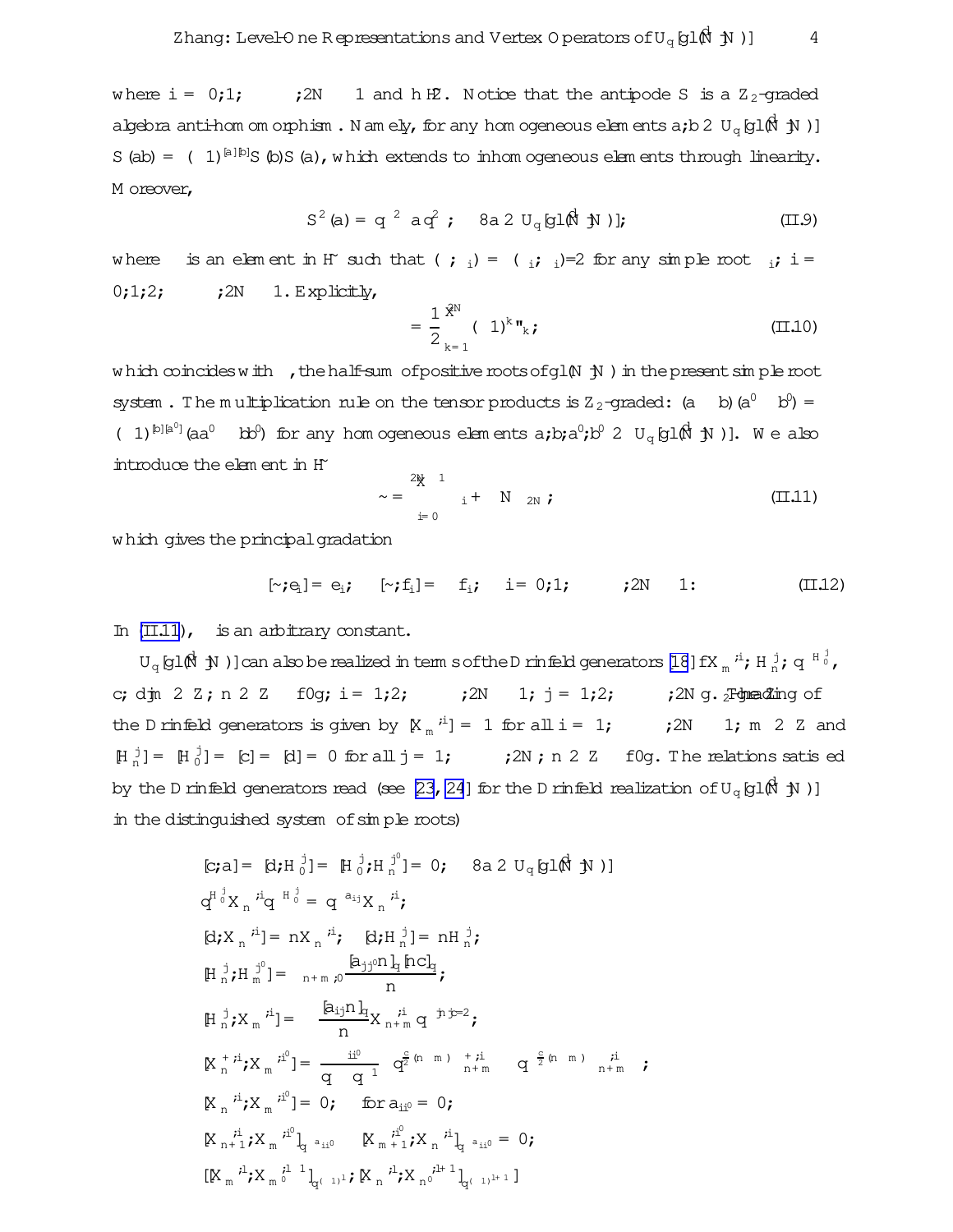where $i = 0, 1, \cdots, 2N-1$ and $h \in \tilde{H}$. Notice that the antipode $S$ is a $Z_2$-graded algebra anti-homomorphism. Namely, for any homogeneous elements $a, b \in U_q[\widehat{gl}(N|N)]$ $S(ab) = (-1)^{[a][b]} S(b) S(a)$, which extends to inhomogeneous elements through linearity. Moreover,

$$S^2(a) = q^{-2\rho} a q^{2\rho}, \quad \forall a \in U_q[\widehat{gl}(N|N)], \tag{II.9}$$

where $\rho$ is an element in $\tilde{H}^*$ such that $(\rho, \alpha_i) = (\alpha_i, \alpha_i)/2$ for any simple root $\alpha_i$, $i = 0, 1, 2, \cdots, 2N-1$. Explicitly,

$$\rho = \frac{1}{2} \sum_{k=1}^{2N} (-1)^k \varepsilon_k, \tag{II.10}$$

which coincides with $\rho$, the half-sum of positive roots of $gl(N|N)$ in the present simple root system. The multiplication rule on the tensor products is $Z_2$-graded: $(a \otimes b)(a' \otimes b') = (-1)^{[b][a']}(aa' \otimes bb')$ for any homogeneous elements $a, b, a', b' \in U_q[\widehat{gl}(N|N)]$. We also introduce the element in $\tilde{H}$

$$\tilde{\rho} = \sum_{i=0}^{2N-1} \rho_i + N\lambda\, \epsilon_{2N}, \tag{II.11}$$

which gives the principal gradation

$$[\tilde{\rho}, e_i] = e_i, \quad [\tilde{\rho}, f_i] = -f_i, \quad i = 0, 1, \cdots, 2N-1. \tag{II.12}$$

In (II.11), $\lambda$ is an arbitrary constant.

$U_q[\widehat{gl}(N|N)]$ can also be realized in terms of the Drinfeld generators [18] $\{X_m^{\pm,i}, H_n^j, q^{\pm H_0^j}, c, d \,|\, m \in Z, n \in Z - \{0\}, i = 1, 2, \cdots, 2N-1, j = 1, 2, \cdots, 2N\}$. The $Z_2$-grading of the Drinfeld generators is given by $[X_m^{\pm,i}] = 1$ for all $i = 1, \cdots, 2N-1, m \in Z$ and $[H_n^j] = [H_0^j] = [c] = [d] = 0$ for all $j = 1, \cdots, 2N, n \in Z - \{0\}$. The relations satisfied by the Drinfeld generators read (see [23, 24] for the Drinfeld realization of $U_q[\widehat{gl}(N|N)]$ in the distinguished system of simple roots)

$$[c, a] = [d, H_0^j] = [H_0^j, H_n^{j'}] = 0, \quad \forall a \in U_q[\widehat{gl}(N|N)]$$

$$q^{H_0^j} X_n^{\pm,i} q^{-H_0^j} = q^{\pm a_{ij}} X_n^{\pm,i},$$

$$[d, X_n^{\pm,i}] = n X_n^{\pm,i}, \quad [d, H_n^j] = n H_n^j,$$

$$[H_n^j, H_m^{j'}] = \delta_{n+m,0} \frac{[a_{jj'} n]_q [nc]_q}{n},$$

$$[H_n^j, X_m^{\pm,i}] = \pm \frac{[a_{ij} n]_q}{n} X_{n+m}^{\pm,i} q^{\mp|n|c/2},$$

$$[X_n^{+,i}, X_m^{-,i'}] = \frac{\delta_{ii'}}{q - q^{-1}} \left( q^{\frac{c}{2}(n-m)} \psi_{n+m}^{+,i} - q^{-\frac{c}{2}(n-m)} \varphi_{n+m}^{-,i} \right),$$

$$[X_n^{\pm,i}, X_m^{\pm,i'}] = 0, \quad \text{for } a_{ii'} = 0,$$

$$[X_{n+1}^{\pm,i}, X_m^{\pm,i'}]_{q^{\pm a_{ii'}}} - [X_{m+1}^{\pm,i'}, X_n^{\pm,i}]_{q^{\pm a_{ii'}}} = 0,$$

$$[[X_m^{\pm,l}, X_{m'}^{\pm,l-1}]_{q^{(-1)^l}}, [X_n^{\pm,l}, X_{n'}^{\pm,l+1}]_{q^{(-1)^{l+1}}}]$$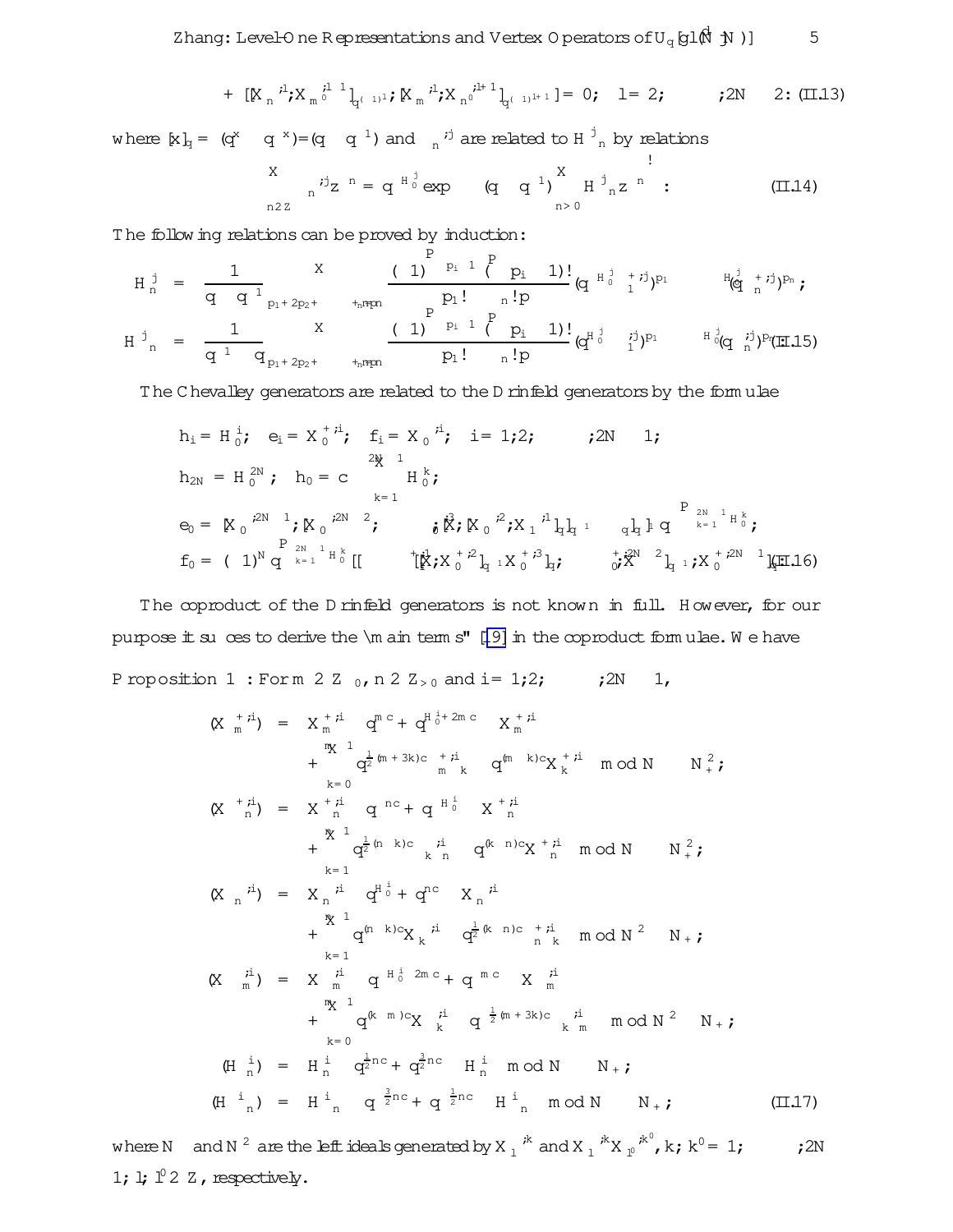$$+ [[X_n^{-,i-1}, X_{m_0}^{-,i-1}]_{q^{(-1)^{i}}}, [X_m^{-,i}, X_{n_0}^{-,i+1}]_{q^{(-1)^{i+1}}}] = 0, \quad l = 2, \cdots, 2N-2. \quad \text{(II.13)}$$

where $[x]_q = (q^x - q^{-x})/(q - q^{-1})$ and $\psi_n^{\pm,j}$ are related to $H_n^j$ by relations

$$\sum_{n \in Z} \psi_n^{\pm,j} z^{-n} = q^{\pm H_0^j} \exp\left(\pm(q - q^{-1}) \sum_{n>0} H_{\pm n}^j z^{\mp n}\right). \quad \text{(II.14)}$$

The following relations can be proved by induction:

$$H_n^j = \frac{1}{q - q^{-1}} \sum_{p_1 + 2p_2 + \cdots + np_n = n} \frac{(-1)^{\sum p_i - 1}(\sum p_i - 1)!}{p_1! \cdots n!p} (q^{-H_0^j}\psi_1^{+,j})^{p_1} \cdots (q^{-H_0^j}\psi_n^{+,j})^{p_n},$$

$$H_{-n}^j = \frac{1}{q^{-1} - q} \sum_{p_1 + 2p_2 + \cdots + np_n = n} \frac{(-1)^{\sum p_i - 1}(\sum p_i - 1)!}{p_1! \cdots n!p} (q^{H_0^j}\psi_{-1}^{-,j})^{p_1} \cdots (q^{H_0^j}\psi_{-n}^{-,j})^{p_n}. \quad \text{(II.15)}$$

The Chevalley generators are related to the Drinfeld generators by the formulae

$$h_i = H_0^i, \quad e_i = X_0^{+,i}, \quad f_i = X_0^{-,i}, \quad i = 1, 2, \cdots, 2N-1,$$

$$h_{2N} = H_0^{2N}, \quad h_0 = c - \sum_{k=1}^{2N-1} H_0^k,$$

$$e_0 = [X_0^{-,2N-1}, [X_0^{-,2N-2}, \cdots, [X_0^{-,3}, [X_0^{-,2}, X_1^{-,1}]_q]_{q^{-1}} \cdots]_q]_{q^{-1}} q^{-\sum_{k=1}^{2N-1} H_0^k},$$

$$f_0 = (-1)^N q^{\sum_{k=1}^{2N-1} H_0^k} [[\cdots [X_{-1}^{+,1}, X_0^{+,2}]_{q^{-1}}, X_0^{+,3}]_q, \cdots, X_0^{+,2N-2}]_{q^{-1}}, X_0^{+,2N-1}]_q. \quad \text{(II.16)}$$

The coproduct of the Drinfeld generators is not known in full. However, for our purpose it suffices to derive the "main terms" [19] in the coproduct formulae. We have

Proposition 1 : For $m \in Z_{\geq 0}$, $n \in Z_{>0}$ and $i = 1, 2, \cdots, 2N-1$,

$$\begin{aligned}
\Delta(X_m^{+,i}) &= X_m^{+,i} \otimes q^{mc} + q^{H_0^i + 2mc} \otimes X_m^{+,i} \\
&\quad + \sum_{k=0}^{m-1} q^{\frac{1}{2}(m+3k)c}\psi_{m-k}^{+,i} \otimes q^{(m-k)c} X_k^{+,i} \mod N_- \otimes N_+^2, \\
\Delta(X_{-n}^{+,i}) &= X_{-n}^{+,i} \otimes q^{-nc} + q^{-H_0^i} \otimes X_{-n}^{+,i} \\
&\quad + \sum_{k=1}^{n-1} q^{\frac{1}{2}(n-k)c}\psi_{k-n}^{-,i} \otimes q^{(k-n)c} X_{-k}^{+,i} \mod N_- \otimes N_+^2, \\
\Delta(X_{-n}^{-,i}) &= X_{-n}^{-,i} \otimes q^{H_0^i} + q^{-nc} \otimes X_{-n}^{-,i} \\
&\quad + \sum_{k=1}^{n-1} q^{(n-k)c} X_{-k}^{-,i} \otimes q^{\frac{1}{2}(k-n)c}\psi_{k-n}^{-,i} \mod N_-^2 \otimes N_+, \\
\Delta(X_m^{-,i}) &= X_m^{-,i} \otimes q^{-H_0^i - 2mc} + q^{-mc} \otimes X_m^{-,i} \\
&\quad + \sum_{k=0}^{m-1} q^{(k-m)c} X_k^{-,i} \otimes q^{-\frac{1}{2}(m+3k)c}\psi_{k-m}^{-,i} \mod N_-^2 \otimes N_+, \\
\Delta(H_n^i) &= H_n^i \otimes q^{\frac{1}{2}nc} + q^{\frac{3}{2}nc} \otimes H_n^i \mod N_- \otimes N_+, \\
\Delta(H_{-n}^i) &= H_{-n}^i \otimes q^{-\frac{3}{2}nc} + q^{-\frac{1}{2}nc} \otimes H_{-n}^i \mod N_- \otimes N_+, \quad \text{(II.17)}
\end{aligned}$$

where $N_\pm$ and $N_\pm^2$ are the left ideals generated by $X_l^{\pm,k}$ and $X_l^{\pm,k} X_{l'}^{\pm,k'}$, $k, k' = 1, \cdots, 2N-1$; $l, l' \in Z$, respectively.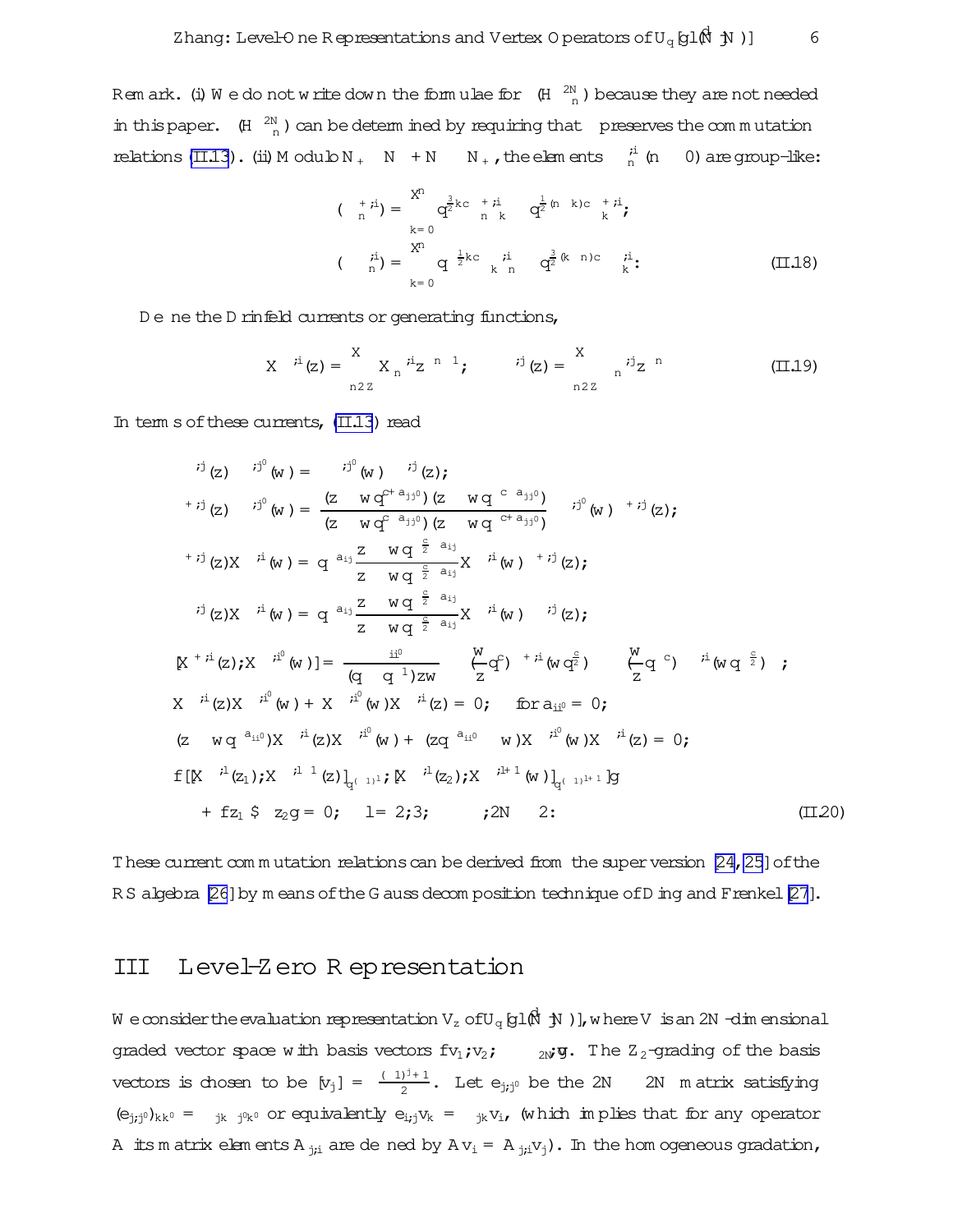Remark. (i) We do not write down the formulae for $\Delta(H^{2N}_n)$ because they are not needed in this paper. $\Delta(H^{2N}_n)$ can be determined by requiring that $\Delta$ preserves the commutation relations (II.13). (ii) Modulo $N_+ \otimes N_- + N_- \otimes N_+$, the elements $\psi^{\pm,i}_{\pm n}$ $(n \geq 0)$ are group-like:

$$\Delta(\psi^{+,i}_n) = \sum_{k=0}^{n} q^{\frac{3}{2}kc}\,\psi^{+,i}_{n-k} \otimes q^{\frac{1}{2}(n-k)c}\,\psi^{+,i}_k ;$$

$$\Delta(\psi^{-,i}_{-n}) = \sum_{k=0}^{n} q^{-\frac{1}{2}kc}\,\psi^{-,i}_{k-n} \otimes q^{-\frac{3}{2}(k-n)c}\,\psi^{-,i}_{-k} . \tag{II.18}$$

Define the Drinfeld currents or generating functions,

$$X^{\pm,i}(z) = \sum_{n\in\mathbb{Z}} X^{\pm,i}_n z^{-n-1}, \qquad \psi^{\pm,j}(z) = \sum_{n\in\mathbb{Z}} \psi^{\pm,j}_n z^{-n} \tag{II.19}$$

In terms of these currents, (II.13) read

$$
\begin{aligned}
&\psi^{\pm,j}(z)\,\psi^{\pm,j'}(w) = \psi^{\pm,j'}(w)\,\psi^{\pm,j}(z),\\
&\psi^{+,j}(z)\,\psi^{-,j'}(w) = \frac{(z - wq^{c+a_{jj'}})(z - wq^{-c-a_{jj'}})}{(z - wq^{c-a_{jj'}})(z - wq^{-c+a_{jj'}})}\,\psi^{-,j'}(w)\,\psi^{+,j}(z),\\
&\psi^{+,j}(z)X^{\pm,i}(w) = q^{\pm a_{ij}}\frac{z - wq^{\mp\frac{c}{2} - a_{ij}}}{z - wq^{\mp\frac{c}{2} + a_{ij}}}X^{\pm,i}(w)\,\psi^{+,j}(z),\\
&\psi^{-,j}(z)X^{\pm,i}(w) = q^{\pm a_{ij}}\frac{z - wq^{\mp\frac{c}{2} - a_{ij}}}{z - wq^{\mp\frac{c}{2} + a_{ij}}}X^{\pm,i}(w)\,\psi^{-,j}(z),\\
&[X^{+,i}(z), X^{-,i'}(w)] = \frac{\delta_{ii'}}{(q-q^{-1})zw}\left[\delta\!\left(\frac{w}{z}q^{c}\right)\psi^{+,i}(wq^{\frac{c}{2}}) - \delta\!\left(\frac{w}{z}q^{-c}\right)\psi^{-,i}(wq^{-\frac{c}{2}})\right],\\
&X^{\pm,i}(z)X^{\pm,i'}(w) + X^{\pm,i'}(w)X^{\pm,i}(z) = 0, \qquad \text{for } a_{ii'} = 0,\\
&(z - wq^{\pm a_{ii'}})X^{\pm,i}(z)X^{\pm,i'}(w) + (zq^{\pm a_{ii'}} - w)X^{\pm,i'}(w)X^{\pm,i}(z) = 0,\\
&\{[X^{\pm,l}(z_1), X^{\pm,l-1}(z)]_{q^{(-1)^l}}, [X^{\pm,l}(z_2), X^{\pm,l+1}(w)]_{q^{(-1)^{l+1}}}\}\\
&\quad + \{z_1 \leftrightarrow z_2\} = 0, \quad l = 2, 3, \cdots, 2N-2.
\end{aligned}
\tag{II.20}
$$

These current commutation relations can be derived from the super version [24, 25] of the RS algebra [26] by means of the Gauss decomposition technique of Ding and Frenkel [27].

# III Level-Zero Representation

We consider the evaluation representation $V_z$ of $U_q[\widehat{gl}(N|N)]$, where $V$ is an $2N$-dimensional graded vector space with basis vectors $\{v_1, v_2, \cdots, v_{2N}\}$. The $\mathbb{Z}_2$-grading of the basis vectors is chosen to be $[v_j] = \frac{(-1)^{j}+1}{2}$. Let $e_{j,j'}$ be the $2N \times 2N$ matrix satisfying $(e_{j,j'})_{kk'} = \delta_{jk}\delta_{j'k'}$ or equivalently $e_{i,j}v_k = \delta_{jk}v_i$, (which implies that for any operator $A$ its matrix elements $A_{j,i}$ are defined by $Av_i = A_{j,i}v_j$). In the homogeneous gradation,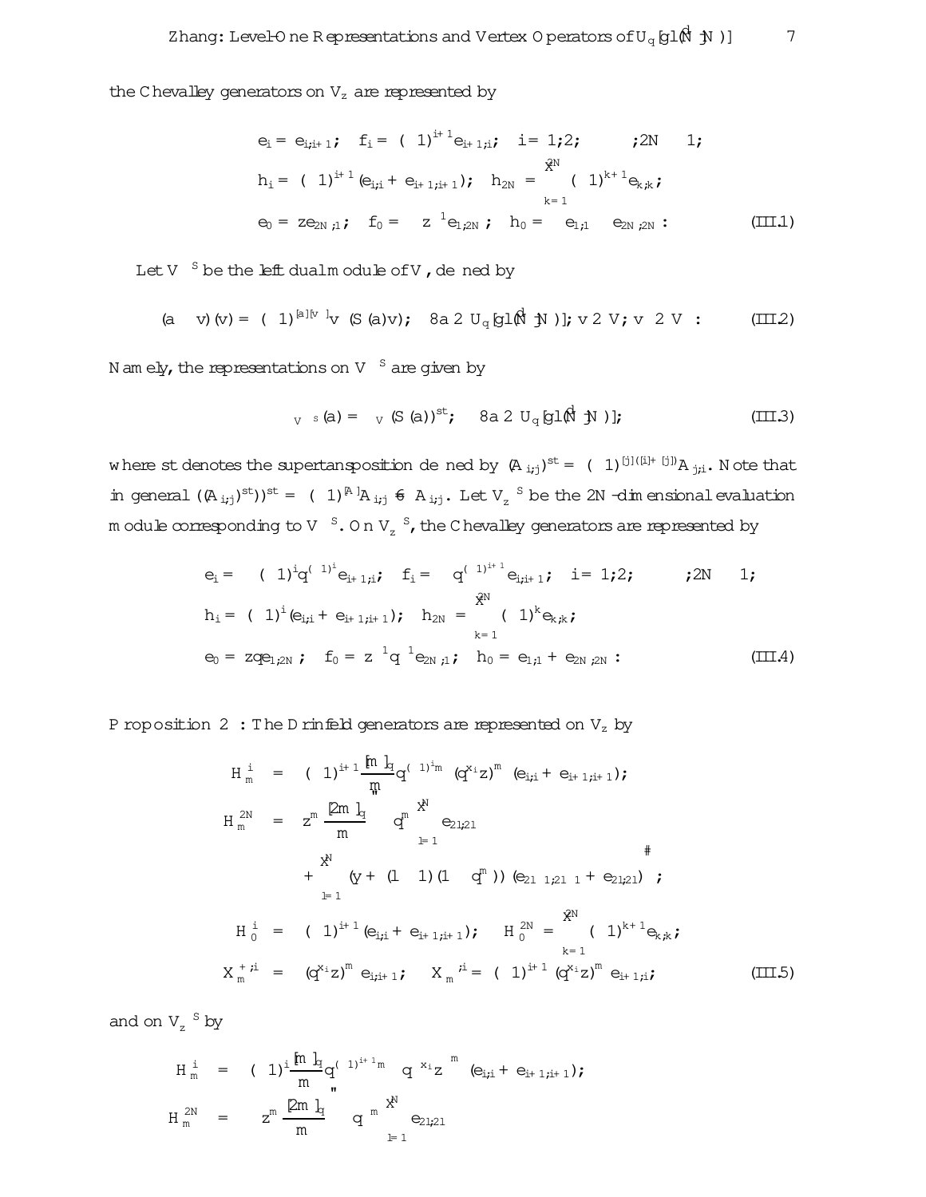the Chevalley generators on $V_z$ are represented by

$$
\begin{aligned}
& e_i = e_{i,i+1}, \quad f_i = (-1)^{i+1} e_{i+1,i}, \quad i = 1,2,\cdots,2N-1, \\
& h_i = (-1)^{i+1}(e_{i,i} + e_{i+1,i+1}), \quad h_{2N} = \sum_{k=1}^{2N} (-1)^{k+1} e_{k,k}, \\
& e_0 = z e_{2N,1}, \quad f_0 = -z^{-1} e_{1,2N}, \quad h_0 = -e_{1,1} - e_{2N,2N}. \qquad \text{(III.1)}
\end{aligned}
$$

Let $V^{*S}$ be the left dual module of $V$, defined by

$$
(a \cdot v^*)(v) = (-1)^{[a][v^*]} v^*(S(a)v), \quad \forall a \in U_q[\widehat{gl}(N|N)], \; v \in V, \; v^* \in V^*. \qquad \text{(III.2)}
$$

Namely, the representations on $V^{*S}$ are given by

$$
\pi_{V^{*S}}(a) = \pi_V(S(a))^{st}, \quad \forall a \in U_q[\widehat{gl}(N|N)], \qquad \text{(III.3)}
$$

where st denotes the supertansposition defined by $(A_{i,j})^{st} = (-1)^{[j]([i]+[j])} A_{j,i}$. Note that in general $((A_{i,j})^{st})^{st} = (-1)^{[A]} A_{i,j} \neq A_{i,j}$. Let $V_z^{*S}$ be the $2N$-dimensional evaluation module corresponding to $V^{*S}$. On $V_z^{*S}$, the Chevalley generators are represented by

$$
\begin{aligned}
& e_i = -(-1)^i q^{(-1)^i} e_{i+1,i}, \quad f_i = -q^{(-1)^{i+1}} e_{i,i+1}, \quad i = 1,2,\cdots,2N-1, \\
& h_i = (-1)^i (e_{i,i} + e_{i+1,i+1}), \quad h_{2N} = \sum_{k=1}^{2N} (-1)^k e_{k,k}, \\
& e_0 = zq e_{1,2N}, \quad f_0 = z^{-1} q^{-1} e_{2N,1}, \quad h_0 = e_{1,1} + e_{2N,2N}. \qquad \text{(III.4)}
\end{aligned}
$$

**Proposition 2** : The Drinfeld generators are represented on $V_z$ by

$$
\begin{aligned}
H_m^i &= (-1)^{i+1} \frac{[m]_q}{m} q^{(-1)^i m} (q^{x_i} z)^m (e_{i,i} + e_{i+1,i+1}), \\
H_m^{2N} &= z^m \frac{[2m]_q}{m} \left[ -q^m \sum_{l=1}^{N} e_{2l,2l} \right. \\
& \quad \left. + \sum_{l=1}^{N} (y + (l-1)(1-q^m)) (e_{2l-1,2l-1} + e_{2l,2l}) \right], \\
H_0^i &= (-1)^{i+1} (e_{i,i} + e_{i+1,i+1}), \quad H_0^{2N} = \sum_{k=1}^{2N} (-1)^{k+1} e_{k,k}, \\
X_m^{+,i} &= (q^{x_i} z)^m e_{i,i+1}, \quad X_m^{-,i} = (-1)^{i+1} (q^{x_i} z)^m e_{i+1,i}, \qquad \text{(III.5)}
\end{aligned}
$$

and on $V_z^{*S}$ by

$$
\begin{aligned}
H_m^i &= (-1)^i \frac{[m]_q}{m} q^{(-1)^{i+1} m} \left( q^{-x_i} z \right)^m (e_{i,i} + e_{i+1,i+1}), \\
H_m^{2N} &= -z^m \frac{[2m]_q}{m} \left[ q^{-m} \sum_{l=1}^{N} e_{2l,2l} \right.
\end{aligned}
$$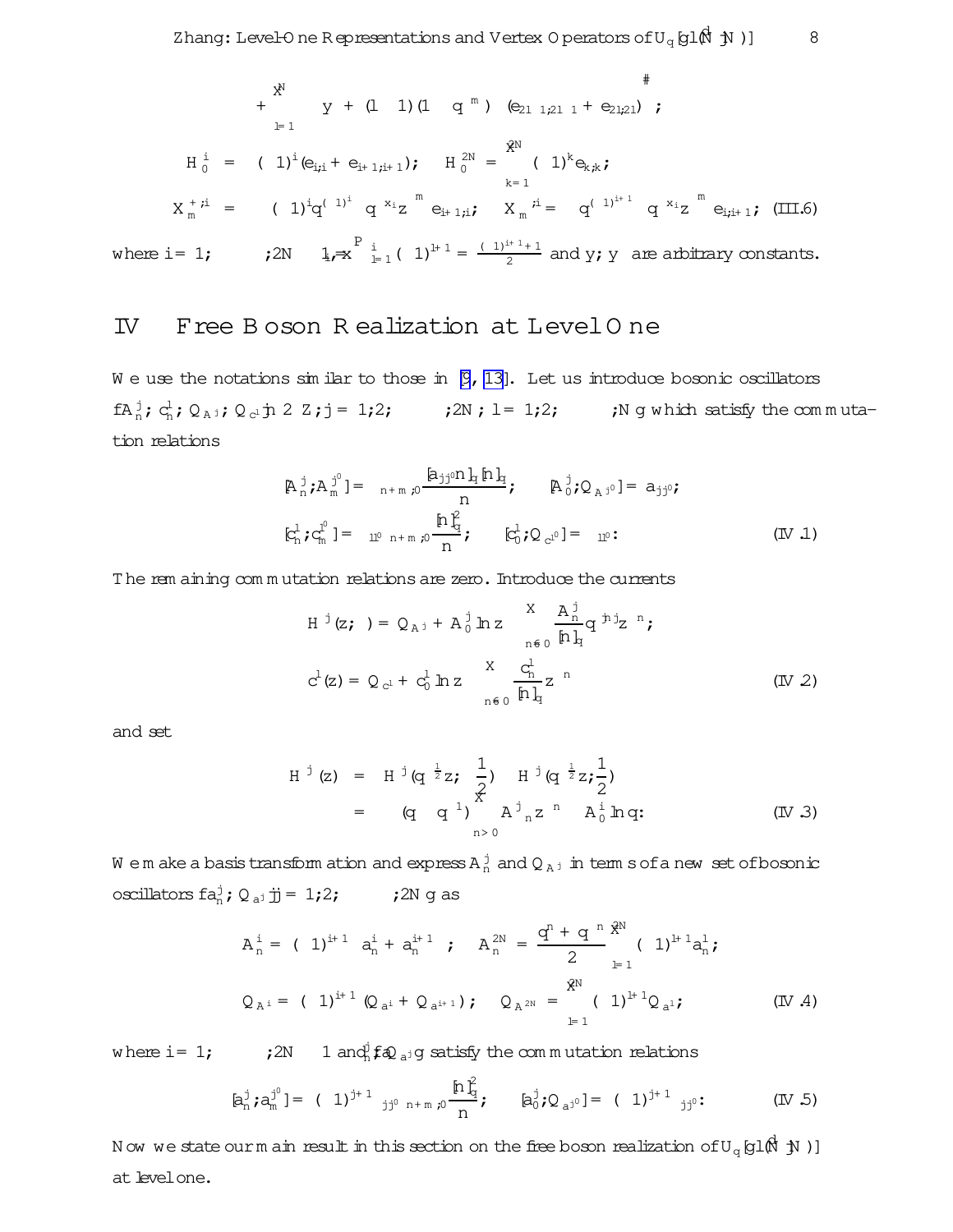$$+\sum_{l=1}^{N}\left.\left.y^{-}+(1-1)(1-q^{-m})\right)(e_{2l-1,2l-1}+e_{2l,2l})\right];$$

$$H_0^i = -(-1)^i(e_{i,i}+e_{i+1,i+1});\quad H_0^{2N}=\sum_{k=1}^{2N}(-1)^k e_{k,k};$$

$$X_m^{+,i} = -(-1)^i q^{(-1)^i}q^{-x_i}z^{-m}e_{i+1,i};\quad X_m^{-,i}=q^{(-1)^{i+1}}q^{x_i}z^{m}e_{i,i+1};\quad \text{(III.6)}$$

where $i=1,\cdots,2N-1$, $x_i=\sum_{l=1}^{i}(-1)^{l+1}=\frac{(-1)^{i+1}+1}{2}$ and $y, y^-$ are arbitrary constants.

# IV Free Boson Realization at Level One

We use the notations similar to those in [9, 13]. Let us introduce bosonic oscillators $\{A_n^j, c_n^l, Q_{A^j}, Q_{c^l}|n\in Z, j=1,2,\cdots,2N, l=1,2,\cdots,N\}$ which satisfy the commutation relations

$$[A_n^j,A_m^{j'}]=\delta_{n+m,0}\frac{[a_{jj'}n]_q[n]_q}{n};\quad [A_0^j,Q_{A^{j'}}]=a_{jj'};$$
$$[c_n^l,c_m^{l'}]=-\delta_{ll'}\delta_{n+m,0}\frac{[n]_q^2}{n};\quad [c_0^l,Q_{c^{l'}}]=-\delta_{ll'}. \quad \text{(IV.1)}$$

The remaining commutation relations are zero. Introduce the currents

$$H^j(z;\kappa)=Q_{A^j}+A_0^j\ln z-\sum_{n\neq 0}\frac{A_n^j}{[n]_q}q^{\kappa|n|}z^{-n};$$
$$c^l(z)=Q_{c^l}+c_0^l\ln z-\sum_{n\neq 0}\frac{c_n^l}{[n]_q}z^{-n} \quad \text{(IV.2)}$$

and set

$$H^j_\pm(z) = H^j(q^{\pm\frac{1}{2}}z;-\frac{1}{2})-H^j(q^{\mp\frac{1}{2}}z;\frac{1}{2})$$
$$= \pm(q-q^{-1})\sum_{n>0}A^j_{\pm n}z^{\mp n}\pm A_0^i\ln q. \quad \text{(IV.3)}$$

We make a basis transformation and express $A_n^j$ and $Q_{A^j}$ in terms of a new set of bosonic oscillators $\{a_n^j, Q_{a^j}|j=1,2,\cdots,2N\}$ as

$$A_n^i=(-1)^{i+1}\left(a_n^i+a_n^{i+1}\right);\quad A_n^{2N}=\frac{q^n+q^{-n}}{2}\sum_{l=1}^{2N}(-1)^{l+1}a_n^l;$$
$$Q_{A^i}=(-1)^{i+1}(Q_{a^i}+Q_{a^{i+1}});\quad Q_{A^{2N}}=\sum_{l=1}^{2N}(-1)^{l+1}Q_{a^l}; \quad \text{(IV.4)}$$

where $i=1,\cdots,2N-1$ and $\{a_n^j, Q_{a^j}\}$ satisfy the commutation relations

$$[a_n^j,a_m^{j'}]=(-1)^{j+1}\delta_{jj'}\delta_{n+m,0}\frac{[n]_q^2}{n};\quad [a_0^j,Q_{a^{j'}}]=(-1)^{j+1}\delta_{jj'}. \quad \text{(IV.5)}$$

Now we state our main result in this section on the free boson realization of $U_q[gl(\hat{N}|N)]$ at level one.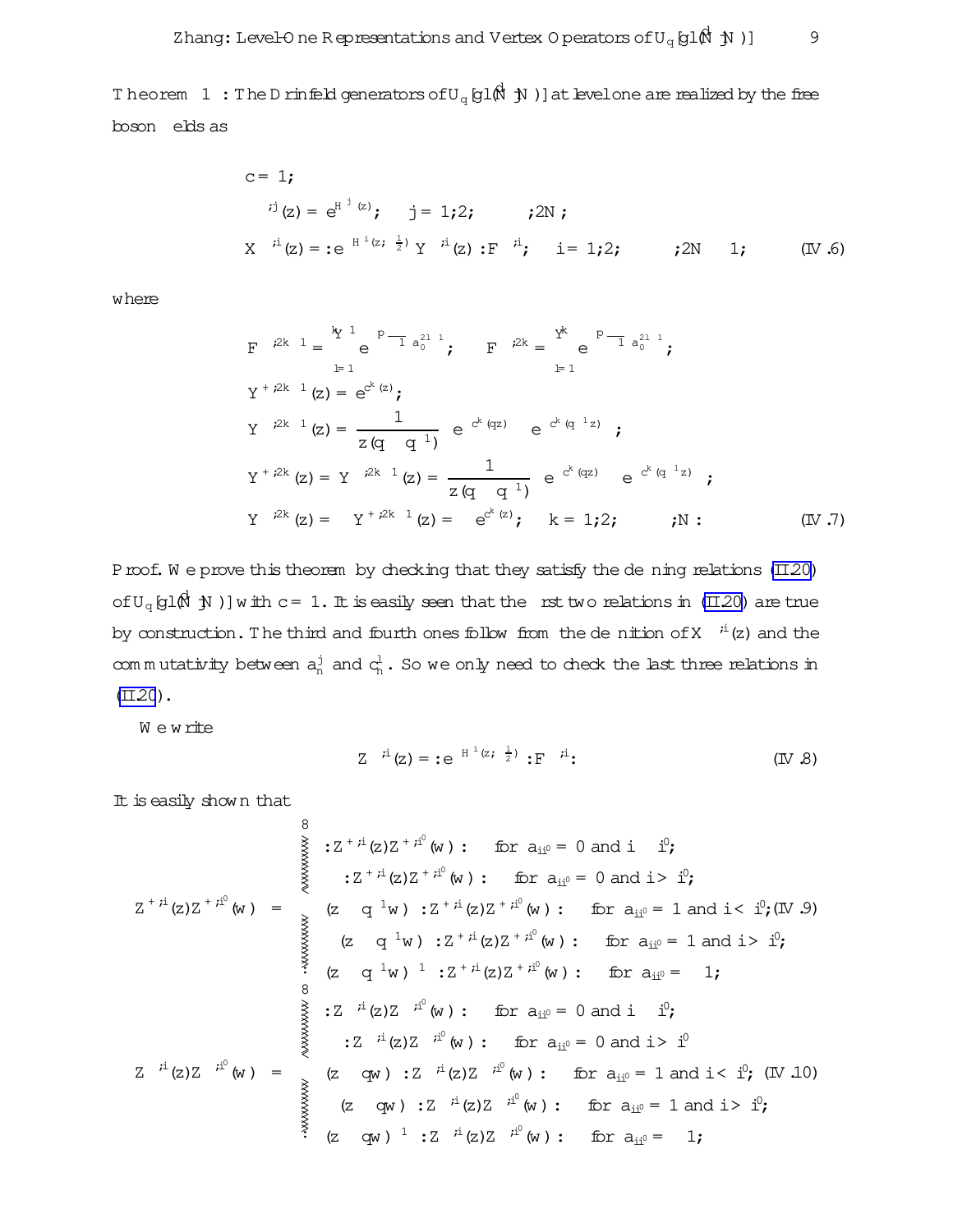**Theorem 1** : The Drinfeld generators of $U_q[gl(\hat{N}|N)]$ at level one are realized by the free boson fields as

$$
\begin{aligned}
&c = 1;\\
&\psi^{\pm,j}(z) = e^{\pm H^j_\pm(z)}; \quad j = 1,2,\cdots,2N;\\
&X^{\pm,i}(z) = :e^{H^i_\pm(z;\pm\frac{1}{2})}\, Y^{\pm,i}(z):F^{\pm,i}; \quad i = 1,2,\cdots,2N-1; \qquad \text{(IV.6)}
\end{aligned}
$$

where

$$
\begin{aligned}
&F^{\pm,2k-1} = \prod_{l=1}^{k-1} e^{\pm\sqrt{-1}\,\pi a_0^{2l-1}}; \quad F^{\pm,2k} = \prod_{l=1}^{k} e^{\pm\sqrt{-1}\,\pi a_0^{2l-1}};\\
&Y^{+,2k-1}(z) = e^{c^k(z)};\\
&Y^{-,2k-1}(z) = \frac{1}{z(q-q^{-1})}\left[e^{-c^k(qz)} - e^{-c^k(q^{-1}z)}\right];\\
&Y^{+,2k}(z) = Y^{-,2k-1}(z) = \frac{1}{z(q-q^{-1})}\left[e^{-c^k(qz)} - e^{-c^k(q^{-1}z)}\right];\\
&Y^{-,2k}(z) = -Y^{+,2k-1}(z) = -e^{c^k(z)}; \quad k = 1,2,\cdots,N. \qquad \text{(IV.7)}
\end{aligned}
$$

Proof. We prove this theorem by checking that they satisfy the defining relations (II.20) of $U_q[gl(\hat{N}|N)]$ with $c=1$. It is easily seen that the first two relations in (II.20) are true by construction. The third and fourth ones follow from the definition of $X^{\pm,i}(z)$ and the commutativity between $a_n^j$ and $c_n^l$. So we only need to check the last three relations in (II.20).

We write

$$
Z^{\pm,i}(z) = :e^{H^i_\pm(z;\pm\frac{1}{2})}:F^{\pm,i}. \qquad \text{(IV.8)}
$$

It is easily shown that

$$
Z^{+,i}(z)Z^{+,i'}(w) = \begin{cases}
:Z^{+,i}(z)Z^{+,i'}(w): & \text{for } a_{ii'} = 0 \text{ and } i \le i';\\
-:Z^{+,i}(z)Z^{+,i'}(w): & \text{for } a_{ii'} = 0 \text{ and } i > i';\\
(z-q^{-1}w)\,:Z^{+,i}(z)Z^{+,i'}(w): & \text{for } a_{ii'} = 1 \text{ and } i < i';\\
-(z-q^{-1}w)\,:Z^{+,i}(z)Z^{+,i'}(w): & \text{for } a_{ii'} = 1 \text{ and } i > i';\\
(z-q^{-1}w)^{-1}\,:Z^{+,i}(z)Z^{+,i'}(w): & \text{for } a_{ii'} = -1;
\end{cases} \qquad \text{(IV.9)}
$$

$$
Z^{-,i}(z)Z^{-,i'}(w) = \begin{cases}
:Z^{-,i}(z)Z^{-,i'}(w): & \text{for } a_{ii'} = 0 \text{ and } i \le i';\\
-:Z^{-,i}(z)Z^{-,i'}(w): & \text{for } a_{ii'} = 0 \text{ and } i > i'\\
(z-qw)\,:Z^{-,i}(z)Z^{-,i'}(w): & \text{for } a_{ii'} = 1 \text{ and } i < i';\\
-(z-qw)\,:Z^{-,i}(z)Z^{-,i'}(w): & \text{for } a_{ii'} = 1 \text{ and } i > i';\\
(z-qw)^{-1}\,:Z^{-,i}(z)Z^{-,i'}(w): & \text{for } a_{ii'} = -1;
\end{cases} \qquad \text{(IV.10)}
$$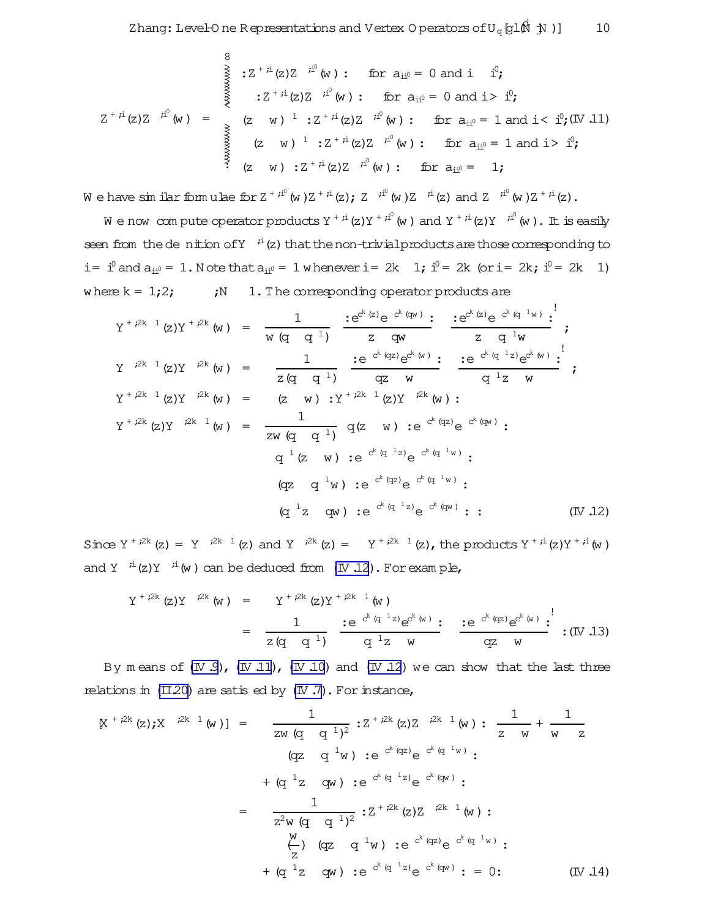$$
Z^{+,i}(z)Z^{-,i'}(w) = \begin{cases} :Z^{+,i}(z)Z^{-,i'}(w): & \text{for } a_{ii'} = 0 \text{ and } i < i'; \\ -:Z^{+,i}(z)Z^{-,i'}(w): & \text{for } a_{ii'} = 0 \text{ and } i > i'; \\ (z-w)^{-1} :Z^{+,i}(z)Z^{-,i'}(w): & \text{for } a_{ii'} = -1 \text{ and } i < i'; \\ -(z-w)^{-1} :Z^{+,i}(z)Z^{-,i'}(w): & \text{for } a_{ii'} = -1 \text{ and } i > i'; \\ (z-w) :Z^{+,i}(z)Z^{-,i'}(w): & \text{for } a_{ii'} = 1; \end{cases} \quad \text{(IV.11)}
$$

We have similar formulae for $Z^{+,i'}(w)Z^{+,i}(z)$, $Z^{-,i'}(w)Z^{-,i}(z)$ and $Z^{-,i'}(w)Z^{+,i}(z)$.

We now compute operator products $Y^{+,i}(z)Y^{+,i'}(w)$ and $Y^{+,i}(z)Y^{-,i'}(w)$. It is easily seen from the definition of $Y^{-,i}(z)$ that the non-trivial products are those corresponding to $i = i'$ and $a_{ii'} = 1$. Note that $a_{ii'} = 1$ whenever $i = 2k-1$, $i' = 2k$ (or $i = 2k$, $i' = 2k-1$) where $k = 1, 2, \cdots, N-1$. The corresponding operator products are

$$
\begin{aligned}
Y^{+,2k-1}(z)Y^{+,2k}(w) &= \frac{1}{w(q-q^{-1})}\left(\frac{:e^{c^k(z)}e^{-c^k(qw)}:}{z-qw} - \frac{:e^{c^k(z)}e^{-c^k(q^{-1}w)}:}{z-q^{-1}w}\right); \\
Y^{-,2k-1}(z)Y^{-,2k}(w) &= \frac{1}{z(q-q^{-1})}\left(\frac{:e^{-c^k(qz)}e^{c^k(w)}:}{qz-w} - \frac{:e^{-c^k(q^{-1}z)}e^{c^k(w)}:}{q^{-1}z-w}\right); \\
Y^{+,2k-1}(z)Y^{-,2k}(w) &= (z-w) :Y^{+,2k-1}(z)Y^{-,2k}(w): \\
Y^{+,2k}(z)Y^{-,2k-1}(w) &= \frac{1}{zw(q-q^{-1})^2}\Big(q(z-w) :e^{-c^k(qz)}e^{-c^k(qw)}: \\
&\quad - q^{-1}(z-w) :e^{-c^k(q^{-1}z)}e^{-c^k(q^{-1}w)}: \\
&\quad - (qz-q^{-1}w) :e^{-c^k(qz)}e^{-c^k(q^{-1}w)}: \\
&\quad - (q^{-1}z-qw) :e^{-c^k(q^{-1}z)}e^{-c^k(qw)}:\Big) : \quad \text{(IV.12)}
\end{aligned}
$$

Since $Y^{+,2k}(z) = Y^{-,2k-1}(z)$ and $Y^{-,2k}(z) = -Y^{+,2k-1}(z)$, the products $Y^{+,i}(z)Y^{+,i}(w)$ and $Y^{-,i}(z)Y^{-,i}(w)$ can be deduced from (IV.12). For example,

$$
\begin{aligned}
Y^{+,2k}(z)Y^{-,2k}(w) &= -Y^{+,2k}(z)Y^{+,2k-1}(w) \\
&= \frac{1}{z(q-q^{-1})}\left(\frac{:e^{-c^k(q^{-1}z)}e^{c^k(w)}:}{q^{-1}z-w} - \frac{:e^{-c^k(qz)}e^{c^k(w)}:}{qz-w}\right) : \text{(IV.13)}
\end{aligned}
$$

By means of (IV.9), (IV.11), (IV.10) and (IV.12) we can show that the last three relations in (II.20) are satisfied by (IV.7). For instance,

$$
\begin{aligned}
[X^{+,2k}(z), X^{-,2k-1}(w)] &= \frac{1}{zw(q-q^{-1})^2} :Z^{+,2k}(z)Z^{-,2k-1}(w): \left(\frac{1}{z-w} + \frac{1}{w-z}\right) \\
&\quad \Big( -(qz-q^{-1}w) :e^{-c^k(qz)}e^{-c^k(q^{-1}w)}: \\
&\quad + (q^{-1}z-qw) :e^{-c^k(q^{-1}z)}e^{-c^k(qw)}:\Big) \\
&= \frac{1}{z^2w(q-q^{-1})^2} :Z^{+,2k}(z)Z^{-,2k-1}(w): \\
&\quad \delta\!\left(\frac{w}{z}\right)\Big( -(qz-q^{-1}w) :e^{-c^k(qz)}e^{-c^k(q^{-1}w)}: \\
&\quad + (q^{-1}z-qw) :e^{-c^k(q^{-1}z)}e^{-c^k(qw)}:\Big) = 0. \quad \text{(IV.14)}
\end{aligned}
$$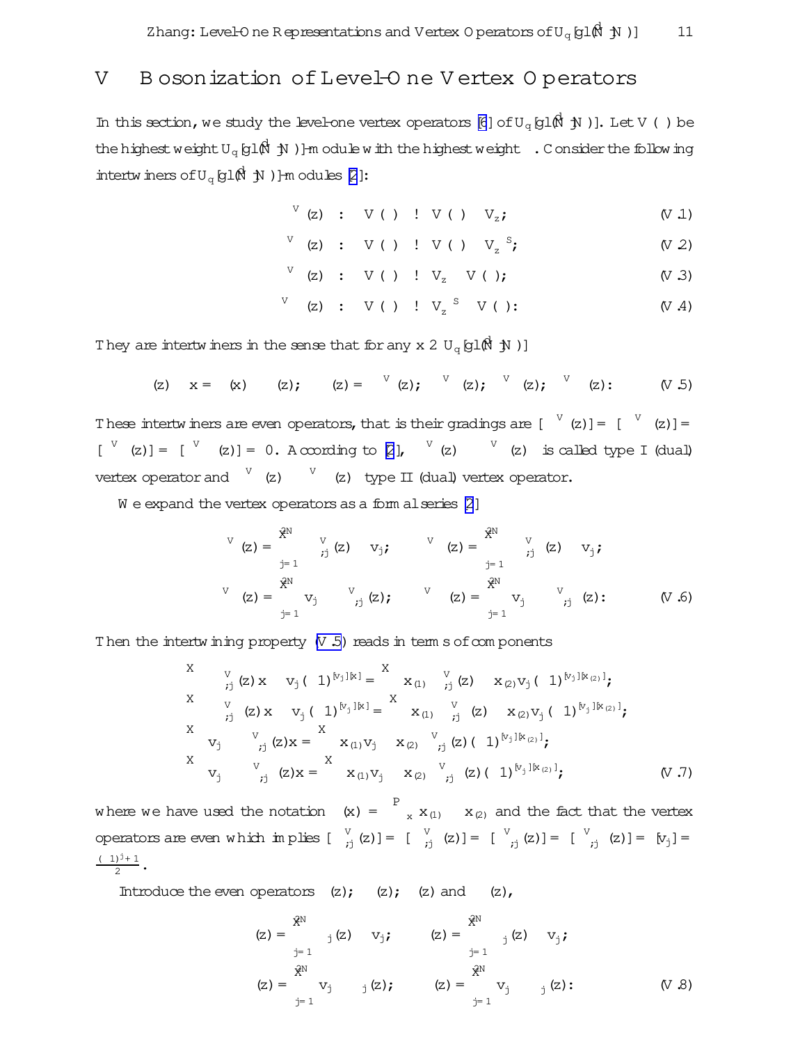# V Bosonization of Level-One Vertex Operators

In this section, we study the level-one vertex operators [6] of $U_q[\widehat{gl}(N|N)]$. Let $V(\lambda)$ be the highest weight $U_q[\widehat{gl}(N|N)]$-module with the highest weight $\lambda$. Consider the following intertwiners of $U_q[\widehat{gl}(N|N)]$-modules [2]:

$$\Phi_\lambda^{\mu V}(z) \;:\; V(\lambda) \to V(\mu) \otimes V_z, \tag{V.1}$$

$$\Phi_\lambda^{\mu V^*}(z) \;:\; V(\lambda) \to V(\mu) \otimes V_z^{*S}, \tag{V.2}$$

$$\Psi_\lambda^{V\mu}(z) \;:\; V(\lambda) \to V_z \otimes V(\mu), \tag{V.3}$$

$$\Psi_\lambda^{V^*\mu}(z) \;:\; V(\lambda) \to V_z^{*S} \otimes V(\mu). \tag{V.4}$$

They are intertwiners in the sense that for any $x \in U_q[\widehat{gl}(N|N)]$

$$\Xi(z) \cdot x = \Delta(x) \cdot \Xi(z), \qquad \Xi(z) = \Phi_\lambda^{\mu V}(z),\; \Phi_\lambda^{\mu V^*}(z),\; \Psi_\lambda^{V\mu}(z),\; \Psi_\lambda^{V^*\mu}(z). \tag{V.5}$$

These intertwiners are even operators, that is their gradings are $[\Phi_\lambda^{\mu V}(z)] = [\Phi_\lambda^{\mu V^*}(z)] = [\Psi_\lambda^{V\mu}(z)] = [\Psi_\lambda^{V^*\mu}(z)] = 0$. According to [2], $\Phi_\lambda^{\mu V}(z)$ $(\Phi_\lambda^{\mu V^*}(z))$ is called type I (dual) vertex operator and $\Psi_\lambda^{V\mu}(z)$ $(\Psi_\lambda^{V^*\mu}(z))$ type II (dual) vertex operator.

We expand the vertex operators as a formal series [2]

$$\Phi_\lambda^{\mu V}(z) = \sum_{j=1}^{2N} \Phi_{\lambda,j}^{\mu V}(z) \otimes v_j, \qquad \Phi_\lambda^{\mu V^*}(z) = \sum_{j=1}^{2N} \Phi_{\lambda,j}^{\mu V^*}(z) \otimes v_j^*,$$

$$\Psi_\lambda^{V\mu}(z) = \sum_{j=1}^{2N} v_j \otimes \Psi_{\lambda,j}^{V\mu}(z), \qquad \Psi_\lambda^{V^*\mu}(z) = \sum_{j=1}^{2N} v_j^* \otimes \Psi_{\lambda,j}^{V^*\mu}(z). \tag{V.6}$$

Then the intertwining property (V.5) reads in terms of components

$$\sum \Phi_{\lambda,j}^{\mu V}(z)\, x \otimes v_j (-1)^{[v_j][x]} = \sum x_{(1)} \Phi_{\lambda,j}^{\mu V}(z) \otimes x_{(2)} v_j (-1)^{[v_j][x_{(2)}]},$$
$$\sum \Phi_{\lambda,j}^{\mu V^*}(z)\, x \otimes v_j^* (-1)^{[v_j^*][x]} = \sum x_{(1)} \Phi_{\lambda,j}^{\mu V^*}(z) \otimes x_{(2)} v_j^* (-1)^{[v_j^*][x_{(2)}]},$$
$$\sum v_j \otimes \Psi_{\lambda,j}^{V\mu}(z)\, x = \sum x_{(1)} v_j \otimes x_{(2)} \Psi_{\lambda,j}^{V\mu}(z) (-1)^{[v_j][x_{(2)}]},$$
$$\sum v_j^* \otimes \Psi_{\lambda,j}^{V^*\mu}(z)\, x = \sum x_{(1)} v_j^* \otimes x_{(2)} \Psi_{\lambda,j}^{V^*\mu}(z) (-1)^{[v_j^*][x_{(2)}]}, \tag{V.7}$$

where we have used the notation $\Delta(x) = \sum_x x_{(1)} \otimes x_{(2)}$ and the fact that the vertex operators are even which implies $[\Phi_{\lambda,j}^{\mu V}(z)] = [\Phi_{\lambda,j}^{\mu V^*}(z)] = [\Psi_{\lambda,j}^{V\mu}(z)] = [\Psi_{\lambda,j}^{V^*\mu}(z)] = [v_j] = \frac{(-1)^j+1}{2}$.

Introduce the even operators $\phi(z)$, $\phi^*(z)$, $\psi(z)$ and $\psi^*(z)$,

$$\phi(z) = \sum_{j=1}^{2N} \phi_j(z) \otimes v_j, \qquad \phi^*(z) = \sum_{j=1}^{2N} \phi_j^*(z) \otimes v_j^*,$$

$$\psi(z) = \sum_{j=1}^{2N} v_j \otimes \psi_j(z), \qquad \psi^*(z) = \sum_{j=1}^{2N} v_j^* \otimes \psi_j^*(z). \tag{V.8}$$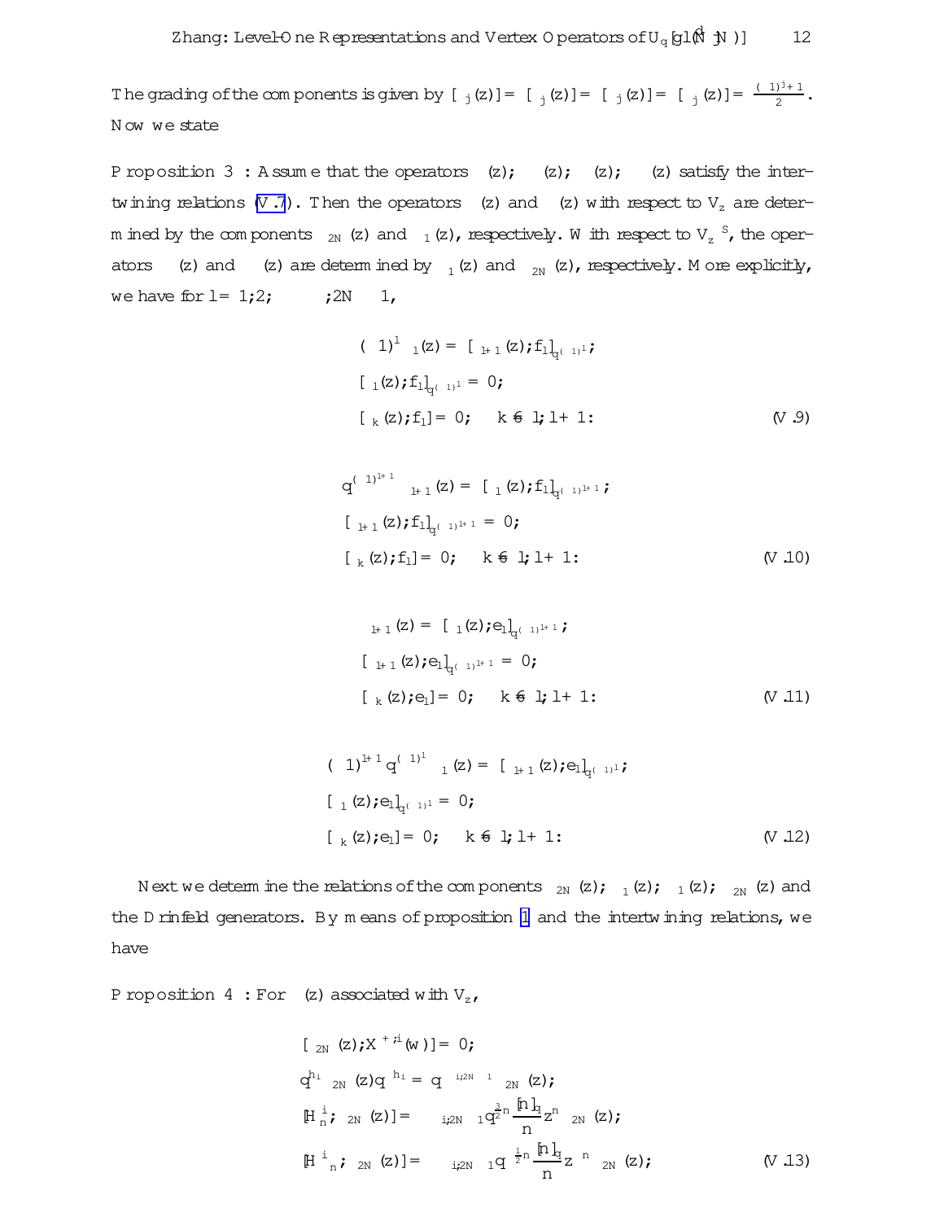The grading of the components is given by $[\Phi_j(z)] = [\Phi^*_j(z)] = [\Psi_j(z)] = [\Psi^*_j(z)] = \frac{(-1)^j+1}{2}$. Now we state

**Proposition 3** : Assume that the operators $\Phi(z)$; $\Phi^*(z)$; $\Psi(z)$; $\Psi^*(z)$ satisfy the intertwining relations (V.7). Then the operators $\Phi(z)$ and $\Phi^*(z)$ with respect to $V_z$ are determined by the components $\Phi_{2N}(z)$ and $\Phi^*_1(z)$, respectively. With respect to $V_z^{*S}$, the operators $\Psi(z)$ and $\Psi^*(z)$ are determined by $\Psi_1(z)$ and $\Psi^*_{2N}(z)$, respectively. More explicitly, we have for $l = 1, 2, \cdots, 2N-1$,

$$
\begin{aligned}
&(-1)^l\,\Phi_l(z) = [\Phi_{l+1}(z), f_l]_{q^{(-1)^l}};\\
&[\Phi_l(z), f_l]_{q^{(-1)^l}} = 0;\\
&[\Phi_k(z), f_l] = 0; \quad k \neq l, l+1.
\end{aligned}
\tag{V.9}
$$

$$
\begin{aligned}
&q^{(-1)^{l+1}}\,\Phi^*_{l+1}(z) = [\Phi^*_l(z), f_l]_{q^{(-1)^{l+1}}};\\
&[\Phi^*_{l+1}(z), f_l]_{q^{(-1)^{l+1}}} = 0;\\
&[\Phi^*_k(z), f_l] = 0; \quad k \neq l, l+1.
\end{aligned}
\tag{V.10}
$$

$$
\begin{aligned}
&\Psi_{l+1}(z) = [\Psi_l(z), e_l]_{q^{(-1)^{l+1}}};\\
&[\Psi_{l+1}(z), e_l]_{q^{(-1)^{l+1}}} = 0;\\
&[\Psi_k(z), e_l] = 0; \quad k \neq l, l+1.
\end{aligned}
\tag{V.11}
$$

$$
\begin{aligned}
&(-1)^{l+1} q^{(-1)^l}\,\Psi^*_l(z) = [\Psi^*_{l+1}(z), e_l]_{q^{(-1)^l}};\\
&[\Psi^*_l(z), e_l]_{q^{(-1)^l}} = 0;\\
&[\Psi^*_k(z), e_l] = 0; \quad k \neq l, l+1.
\end{aligned}
\tag{V.12}
$$

Next we determine the relations of the components $\Phi_{2N}(z)$; $\Phi^*_1(z)$; $\Psi_1(z)$; $\Psi^*_{2N}(z)$ and the Drinfeld generators. By means of proposition 1 and the intertwining relations, we have

**Proposition 4** : For $\Phi(z)$ associated with $V_z$,

$$
\begin{aligned}
&[\Phi_{2N}(z), X^{+,i}(w)] = 0;\\
&q^{h_i}\,\Phi_{2N}(z)\,q^{-h_i} = q^{-\delta_{i,2N-1}}\,\Phi_{2N}(z);\\
&[H^i_n, \Phi_{2N}(z)] = -\delta_{i,2N-1}\,q^{\frac{3}{2}n}\frac{[n]_q}{n} z^n\,\Phi_{2N}(z);\\
&[H^i_{-n}, \Phi_{2N}(z)] = -\delta_{i,2N-1}\,q^{\frac{1}{2}n}\frac{[n]_q}{n} z^{-n}\,\Phi_{2N}(z);
\end{aligned}
\tag{V.13}
$$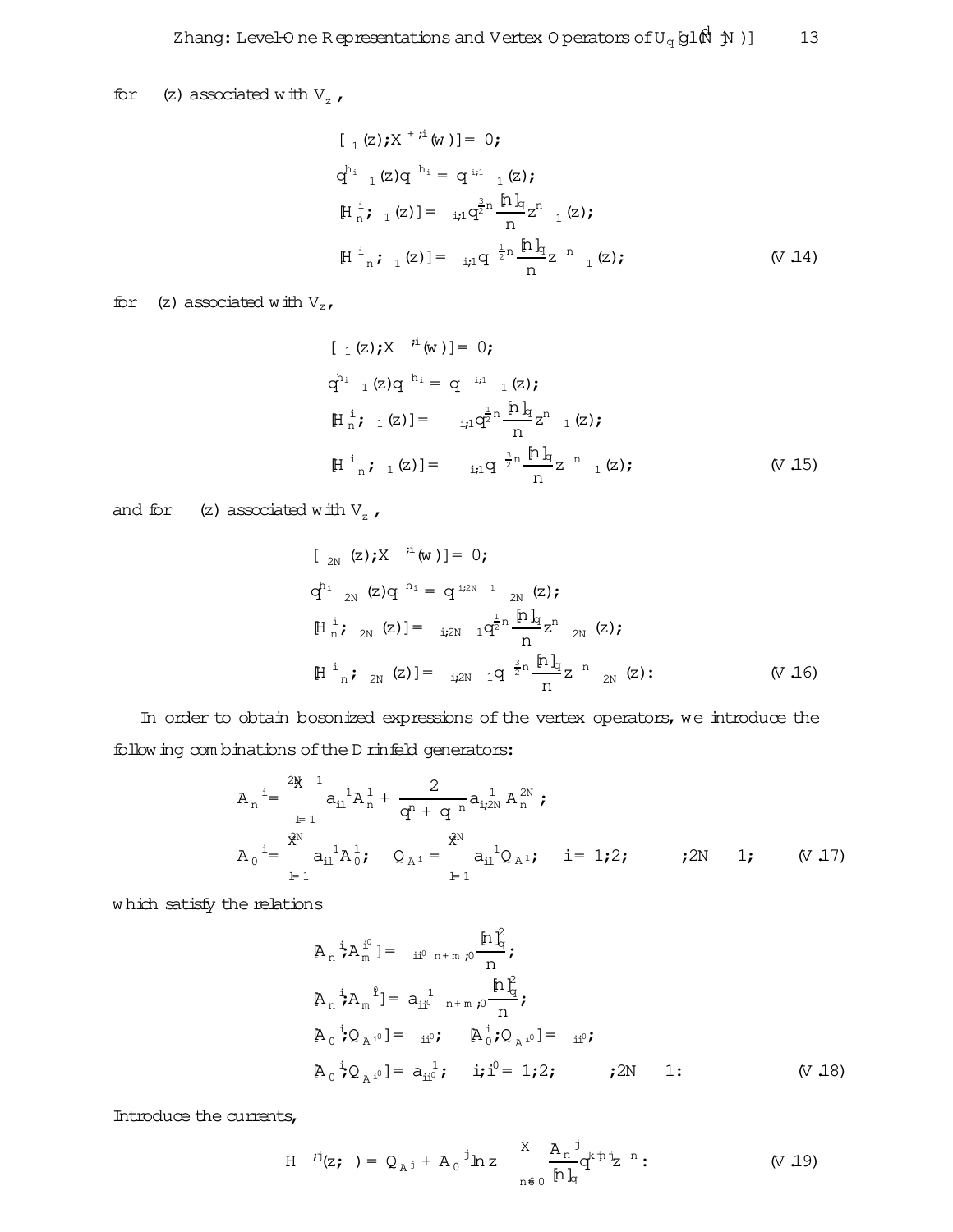for $\phi(z)$ associated with $V_z$,

$$
\begin{aligned}
&[\phi_1(z), X^{+,i}(w)] = 0;\\
&q^{h_i}\phi_1(z)q^{-h_i} = q^{-\delta_{i,1}}\phi_1(z);\\
&[H_n^i, \phi_1(z)] = \delta_{i,1}q^{\frac{3}{2}n}\frac{[n]_q}{n}z^n\phi_1(z);\\
&[H_{-n}^i, \phi_1(z)] = \delta_{i,1}q^{-\frac{1}{2}n}\frac{[n]_q}{n}z^{-n}\phi_1(z);
\end{aligned}
\qquad (V.14)
$$

for $\phi^*(z)$ associated with $V_z^*$,

$$
\begin{aligned}
&[\phi_1^*(z), X^{-,i}(w)] = 0;\\
&q^{h_i}\phi_1^*(z)q^{-h_i} = q^{\delta_{i,1}}\phi_1^*(z);\\
&[H_n^i, \phi_1^*(z)] = -\delta_{i,1}q^{\frac{1}{2}n}\frac{[n]_q}{n}z^n\phi_1^*(z);\\
&[H_{-n}^i, \phi_1^*(z)] = -\delta_{i,1}q^{-\frac{3}{2}n}\frac{[n]_q}{n}z^{-n}\phi_1^*(z);
\end{aligned}
\qquad (V.15)
$$

and for $\psi(z)$ associated with $V_z^{*S}$,

$$
\begin{aligned}
&[\psi_{2N}(z), X^{-,i}(w)] = 0;\\
&q^{h_i}\psi_{2N}(z)q^{-h_i} = q^{-\delta_{i,2N-1}}\psi_{2N}(z);\\
&[H_n^i, \psi_{2N}(z)] = \delta_{i,2N-1}q^{\frac{1}{2}n}\frac{[n]_q}{n}z^n\psi_{2N}(z);\\
&[H_{-n}^i, \psi_{2N}(z)] = \delta_{i,2N-1}q^{-\frac{3}{2}n}\frac{[n]_q}{n}z^{-n}\psi_{2N}(z).
\end{aligned}
\qquad (V.16)
$$

In order to obtain bosonized expressions of the vertex operators, we introduce the following combinations of the Drinfeld generators:

$$
\begin{aligned}
&A_n^{-i} = \sum_{l=1}^{2N-1}a_{il}^{-1}A_n^l + \frac{2}{q^n+q^{-n}}a_{i,2N}^{-1}A_n^{2N};\\
&A_0^{-i} = \sum_{l=1}^{2N}a_{il}^{-1}A_0^l;\quad Q_{A^{-i}} = \sum_{l=1}^{2N}a_{il}^{-1}Q_{A^l};\quad i = 1, 2, \cdots, 2N-1;
\end{aligned}
\qquad (V.17)
$$

which satisfy the relations

$$
\begin{aligned}
&[A_n^{-i}, A_m^{i'}] = \delta_{ii'}\delta_{n+m,0}\frac{[n]_q^2}{n};\\
&[A_n^{-i}, A_m^{-i'}] = a_{ii'}^{-1}\delta_{n+m,0}\frac{[n]_q^2}{n};\\
&[A_0^{-i}, Q_{A^{i'}}] = \delta_{ii'};\quad [A_0^{i}, Q_{A^{-i'}}] = \delta_{ii'};\\
&[A_0^{-i}, Q_{A^{-i'}}] = a_{ii'}^{-1};\quad i, i' = 1, 2, \cdots, 2N-1.
\end{aligned}
\qquad (V.18)
$$

Introduce the currents,

$$
H^{-,j}(z;\kappa) = Q_{A^{-j}} + A_0^{-j}\ln z - \sum_{n\neq 0}\frac{A_n^{-j}}{[n]_q}q^{\kappa|n|}z^{-n}. \qquad (V.19)
$$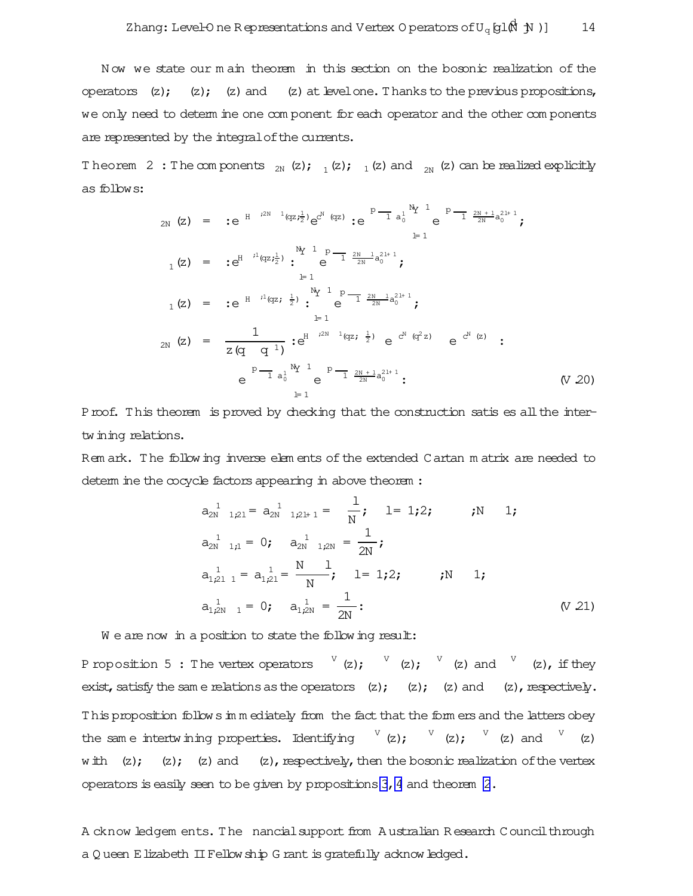Now we state our main theorem in this section on the bosonic realization of the operators $\Phi(z)$; $\Phi^*(z)$; $\Psi(z)$ and $\Psi^*(z)$ at level one. Thanks to the previous propositions, we only need to determine one component for each operator and the other components are represented by the integral of the currents.

**Theorem 2** : The components $\Phi_{2N}(z)$; $\Phi^*_1(z)$; $\Psi_1(z)$ and $\Psi^*_{2N}(z)$ can be realized explicitly as follows:

$$
\begin{aligned}
\Phi_{2N}(z) &= :e^{-H^{*,2N-1}(qz;\frac{1}{2})}e^{c^N(qz)}: e^{\sqrt{-1}\pi a^1_0}\prod_{l=1}^{N-1}e^{\sqrt{-1}\pi\frac{2N+1}{2N}a^{2l+1}_0};\\
\Phi^*_1(z) &= :e^{H^{*,1}(qz;\frac{1}{2})}:\prod_{l=1}^{N-1}e^{-\sqrt{-1}\pi\frac{2N-1}{2N}a^{2l+1}_0};\\
\Psi_1(z) &= :e^{-H^{*,1}(qz;-\frac{1}{2})}:\prod_{l=1}^{N-1}e^{\sqrt{-1}\pi\frac{2N-1}{2N}a^{2l+1}_0};\\
\Psi^*_{2N}(z) &= \frac{1}{z(q-q^{-1})}:e^{H^{*,2N-1}(qz;-\frac{1}{2})}\left(e^{-c^N(q^2z)}-e^{-c^N(z)}\right):\\
&\quad e^{-\sqrt{-1}\pi a^1_0}\prod_{l=1}^{N-1}e^{-\sqrt{-1}\pi\frac{2N+1}{2N}a^{2l+1}_0}.
\end{aligned}
\qquad (V.20)
$$

*Proof.* This theorem is proved by checking that the construction satisfies all the intertwining relations.

**Remark.** The following inverse elements of the extended Cartan matrix are needed to determine the cocycle factors appearing in above theorem:

$$
\begin{aligned}
&a^{-1}_{2N-1,2l} = a^{-1}_{2N-1,2l+1} = -\frac{l}{N};\quad l = 1,2,\cdots,N-1;\\
&a^{-1}_{2N-1,1} = 0;\quad a^{-1}_{2N-1,2N} = -\frac{1}{2N};\\
&a^{-1}_{1,2l-1} = a^{-1}_{1,2l} = \frac{N-l}{N};\quad l = 1,2,\cdots,N-1;\\
&a^{-1}_{1,2N-1} = 0;\quad a^{-1}_{1,2N} = \frac{1}{2N}.
\end{aligned}
\qquad (V.21)
$$

We are now in a position to state the following result:

**Proposition 5** : The vertex operators $\Phi^V(z)$; $\Phi^{*V}(z)$; $\Psi^V(z)$ and $\Psi^{*V}(z)$, if they exist, satisfy the same relations as the operators $\Phi(z)$; $\Phi^*(z)$; $\Psi(z)$ and $\Psi^*(z)$, respectively.

This proposition follows immediately from the fact that the formers and the latters obey the same intertwining properties. Identifying $\Phi^V(z)$; $\Phi^{*V}(z)$; $\Psi^V(z)$ and $\Psi^{*V}(z)$ with $\Phi(z)$; $\Phi^*(z)$; $\Psi(z)$ and $\Psi^*(z)$, respectively, then the bosonic realization of the vertex operators is easily seen to be given by propositions 3, 4 and theorem 2.

**Acknowledgements.** The financial support from Australian Research Council through a Queen Elizabeth II Fellowship Grant is gratefully acknowledged.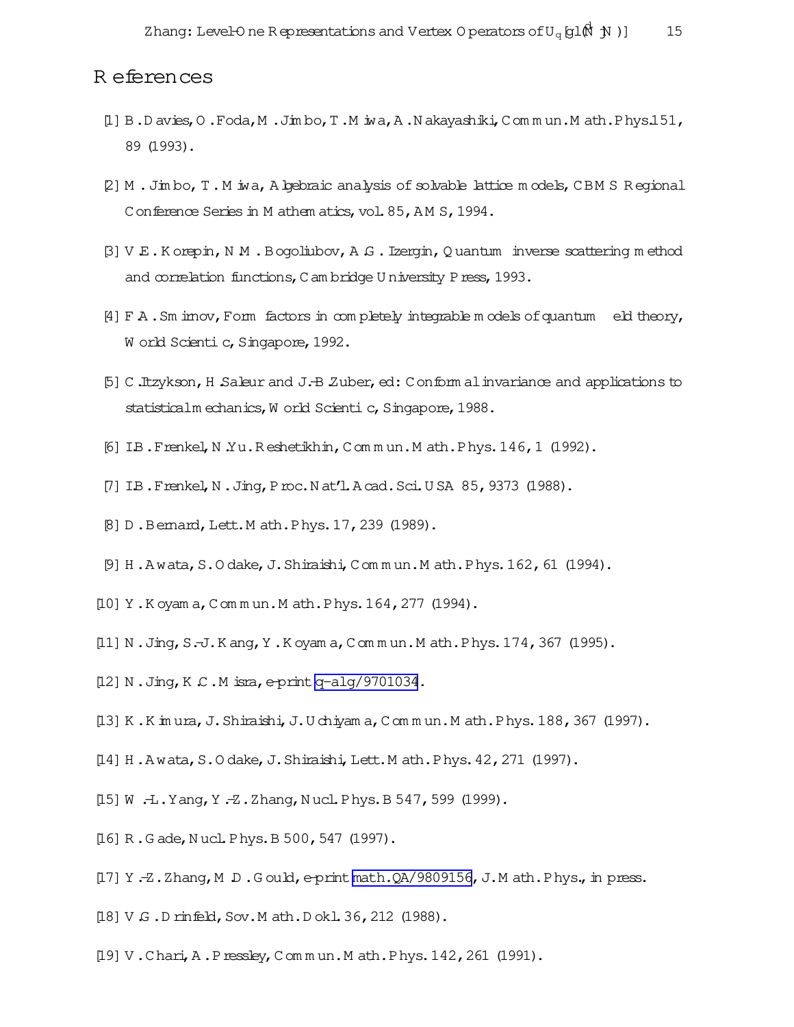# References

[1] B. Davies, O. Foda, M. Jimbo, T. Miwa, A. Nakayashiki, Commun. Math. Phys. 151, 89 (1993).

[2] M. Jimbo, T. Miwa, Algebraic analysis of solvable lattice models, CBMS Regional Conference Series in Mathematics, vol. 85, AMS, 1994.

[3] V.E. Korepin, N.M. Bogoliubov, A.G. Izergin, Quantum inverse scattering method and correlation functions, Cambridge University Press, 1993.

[4] F.A. Smirnov, Form factors in completely integrable models of quantum field theory, World Scientific, Singapore, 1992.

[5] C. Itzykson, H. Saleur and J.-B. Zuber, ed: Conformal invariance and applications to statistical mechanics, World Scientific, Singapore, 1988.

[6] I.B. Frenkel, N.Yu. Reshetikhin, Commun. Math. Phys. 146, 1 (1992).

[7] I.B. Frenkel, N. Jing, Proc. Nat'l. Acad. Sci. USA 85, 9373 (1988).

[8] D. Bernard, Lett. Math. Phys. 17, 239 (1989).

[9] H. Awata, S. Odake, J. Shiraishi, Commun. Math. Phys. 162, 61 (1994).

[10] Y. Koyama, Commun. Math. Phys. 164, 277 (1994).

[11] N. Jing, S.-J. Kang, Y. Koyama, Commun. Math. Phys. 174, 367 (1995).

[12] N. Jing, K.C. Misra, e-print q-alg/9701034.

[13] K. Kimura, J. Shiraishi, J. Uchiyama, Commun. Math. Phys. 188, 367 (1997).

[14] H. Awata, S. Odake, J. Shiraishi, Lett. Math. Phys. 42, 271 (1997).

[15] W.-L. Yang, Y.-Z. Zhang, Nucl. Phys. B 547, 599 (1999).

[16] R. Gade, Nucl. Phys. B 500, 547 (1997).

[17] Y.-Z. Zhang, M.D. Gould, e-print math.QA/9809156, J. Math. Phys., in press.

[18] V.G. Drinfeld, Sov. Math. Dokl. 36, 212 (1988).

[19] V. Chari, A. Pressley, Commun. Math. Phys. 142, 261 (1991).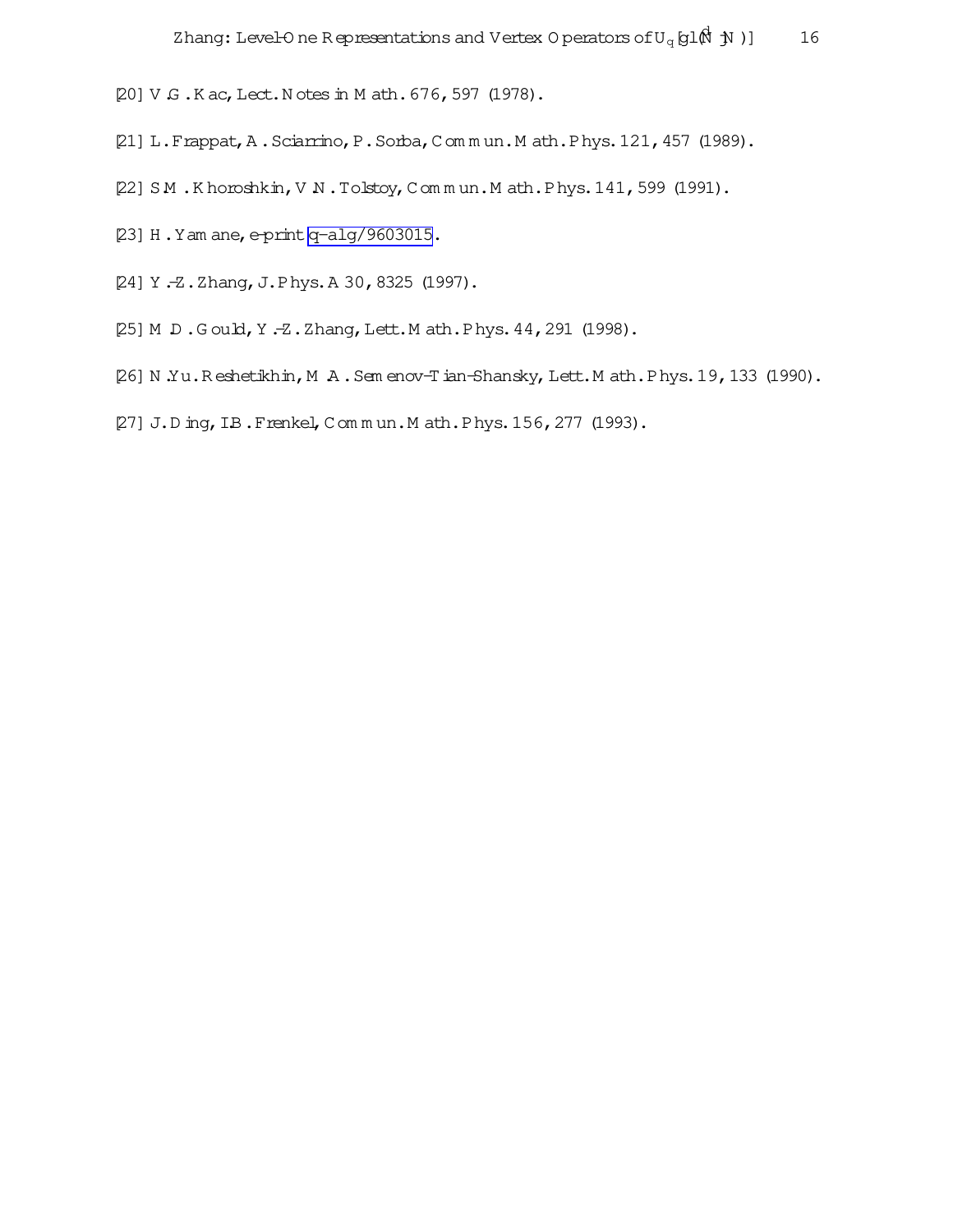[20] V.G. Kac, Lect. Notes in Math. 676, 597 (1978).

[21] L. Frappat, A. Sciarrino, P. Sorba, Commun. Math. Phys. 121, 457 (1989).

[22] S.M. Khoroshkin, V.N. Tolstoy, Commun. Math. Phys. 141, 599 (1991).

[23] H. Yamane, e-print q-alg/9603015.

[24] Y.-Z. Zhang, J. Phys. A 30, 8325 (1997).

[25] M.D. Gould, Y.-Z. Zhang, Lett. Math. Phys. 44, 291 (1998).

[26] N.Yu. Reshetikhin, M.A. Semenov-Tian-Shansky, Lett. Math. Phys. 19, 133 (1990).

[27] J. Ding, I.B. Frenkel, Commun. Math. Phys. 156, 277 (1993).